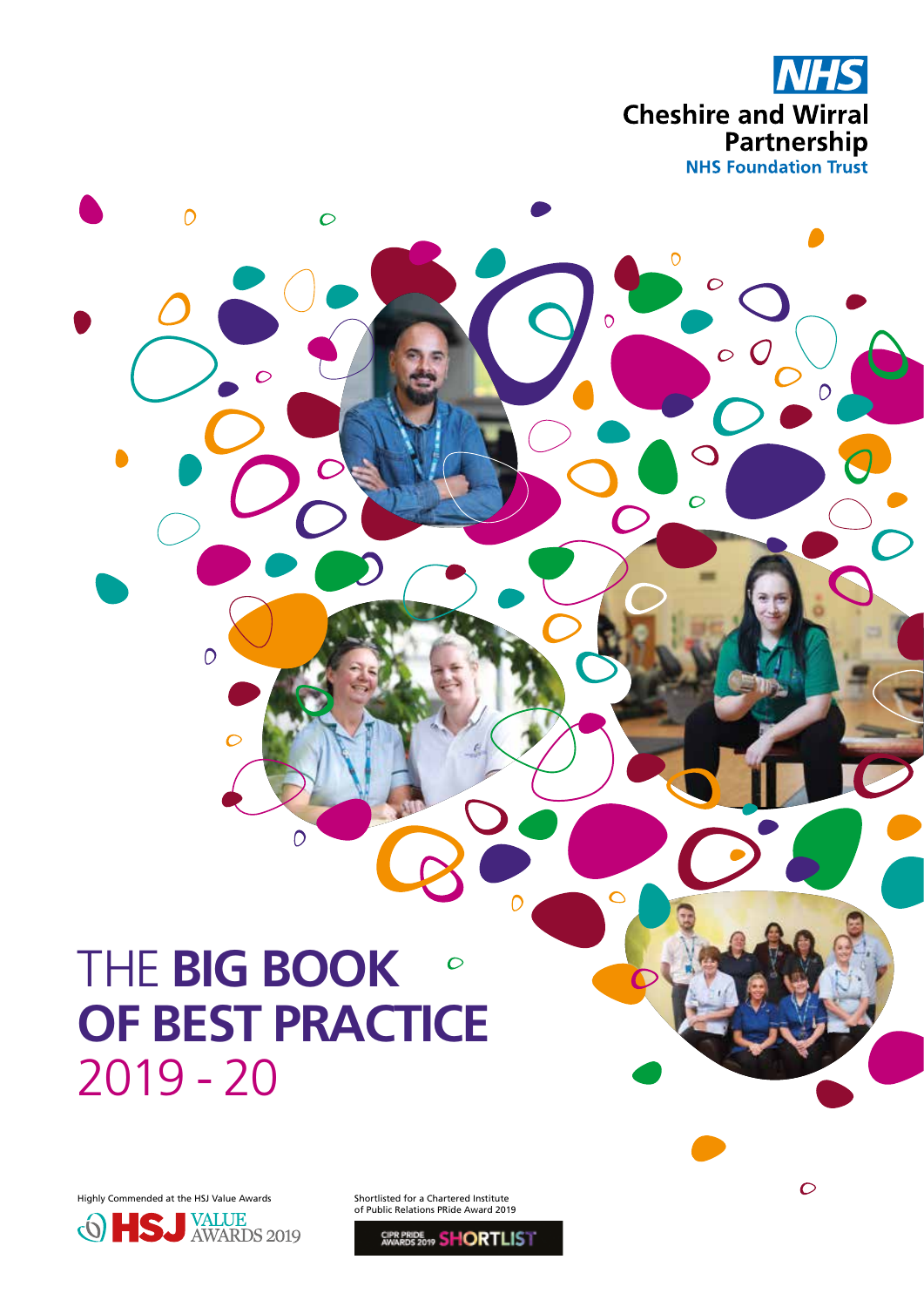NHS

Cheshire and Wirral Partnership

NHS Foundation Trust

# THE **BIG BOOK OF BEST PRACTICE** 2019 - 20

Highly Commended at the HSJ Value Awards

HSJ VALUE AWARDS 2019

Shortlisted for a Chartered Institute of Public Relations PRide Award 2019

CIPR PRIDE AWARDS 2019 SHORTLIST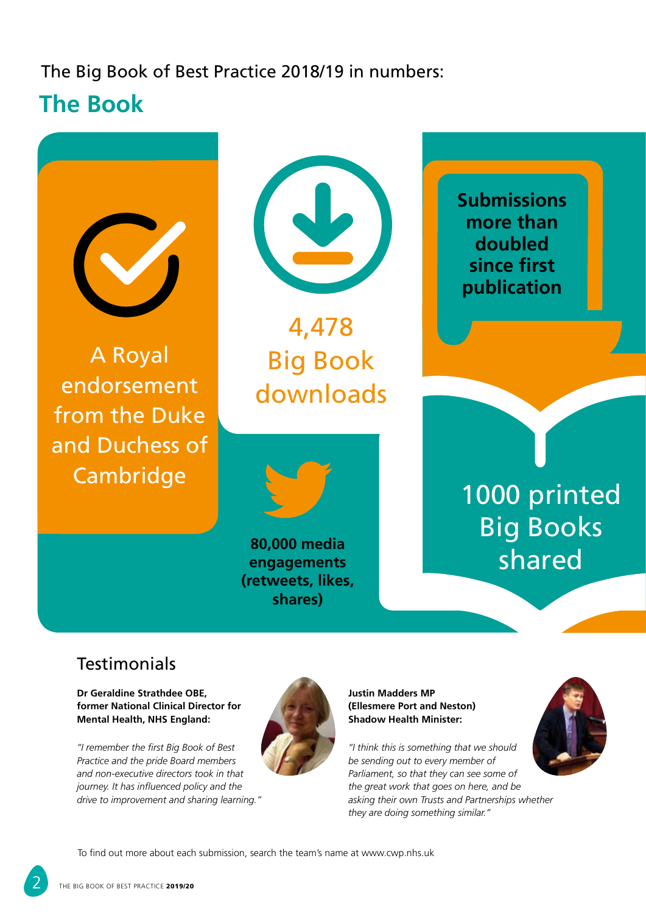The Big Book of Best Practice 2018/19 in numbers:

## The Book

A Royal endorsement from the Duke and Duchess of Cambridge

4,478 Big Book downloads

**Submissions more than doubled since first publication**

**80,000 media engagements (retweets, likes, shares)**

1000 printed Big Books shared

### Testimonials

**Dr Geraldine Strathdee OBE, former National Clinical Director for Mental Health, NHS England:**

*"I remember the first Big Book of Best Practice and the pride Board members and non-executive directors took in that journey. It has influenced policy and the drive to improvement and sharing learning."*

**Justin Madders MP (Ellesmere Port and Neston) Shadow Health Minister:**

*"I think this is something that we should be sending out to every member of Parliament, so that they can see some of the great work that goes on here, and be asking their own Trusts and Partnerships whether they are doing something similar."*

To find out more about each submission, search the team's name at www.cwp.nhs.uk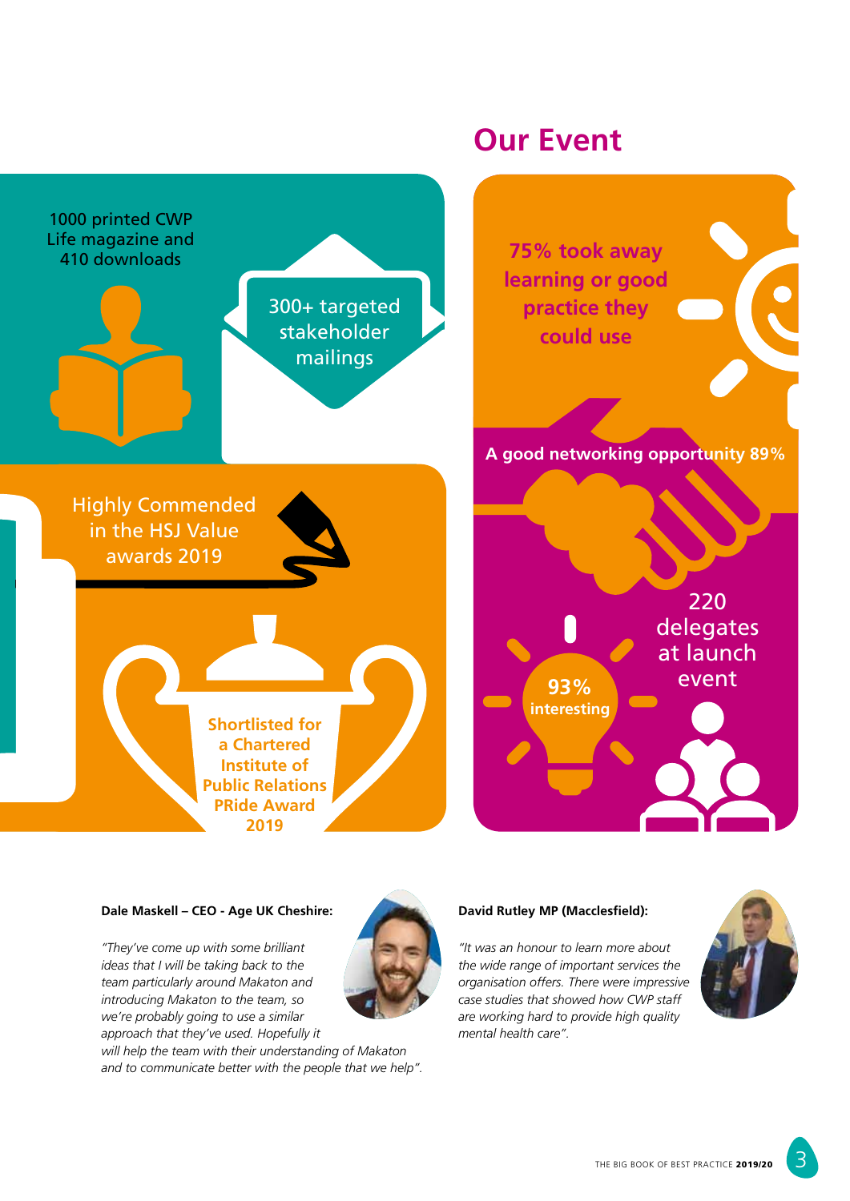## Our Event

1000 printed CWP Life magazine and 410 downloads

300+ targeted stakeholder mailings

Highly Commended in the HSJ Value awards 2019

Shortlisted for a Chartered Institute of Public Relations PRide Award 2019

75% took away learning or good practice they could use

A good networking opportunity 89%

220 delegates at launch event

93% interesting

**Dale Maskell – CEO - Age UK Cheshire:**

*"They've come up with some brilliant ideas that I will be taking back to the team particularly around Makaton and introducing Makaton to the team, so we're probably going to use a similar approach that they've used. Hopefully it will help the team with their understanding of Makaton and to communicate better with the people that we help".*

**David Rutley MP (Macclesfield):**

*"It was an honour to learn more about the wide range of important services the organisation offers. There were impressive case studies that showed how CWP staff are working hard to provide high quality mental health care".*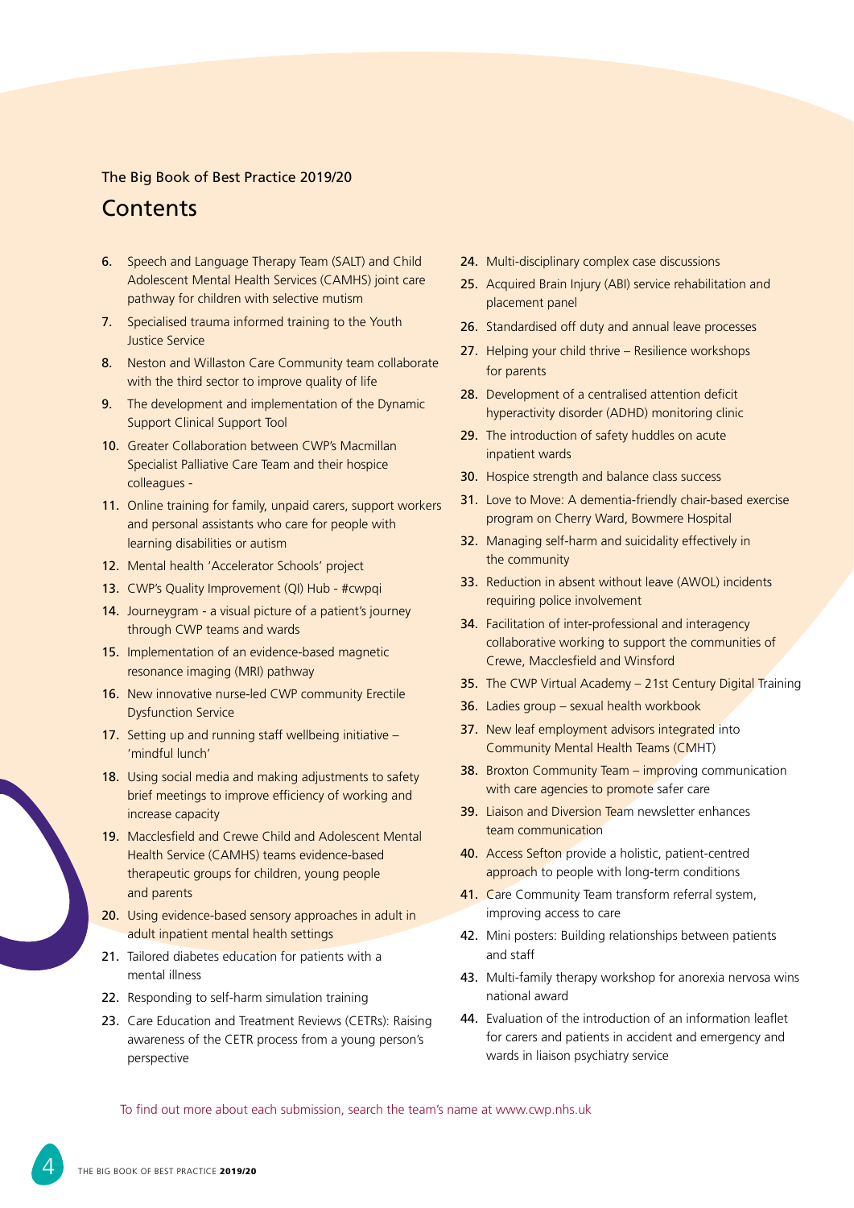The Big Book of Best Practice 2019/20

# Contents

- **6.** Speech and Language Therapy Team (SALT) and Child Adolescent Mental Health Services (CAMHS) joint care pathway for children with selective mutism
- **7.** Specialised trauma informed training to the Youth Justice Service
- **8.** Neston and Willaston Care Community team collaborate with the third sector to improve quality of life
- **9.** The development and implementation of the Dynamic Support Clinical Support Tool
- **10.** Greater Collaboration between CWP's Macmillan Specialist Palliative Care Team and their hospice colleagues -
- **11.** Online training for family, unpaid carers, support workers and personal assistants who care for people with learning disabilities or autism
- **12.** Mental health 'Accelerator Schools' project
- **13.** CWP's Quality Improvement (QI) Hub - #cwpqi
- **14.** Journeygram - a visual picture of a patient's journey through CWP teams and wards
- **15.** Implementation of an evidence-based magnetic resonance imaging (MRI) pathway
- **16.** New innovative nurse-led CWP community Erectile Dysfunction Service
- **17.** Setting up and running staff wellbeing initiative – 'mindful lunch'
- **18.** Using social media and making adjustments to safety brief meetings to improve efficiency of working and increase capacity
- **19.** Macclesfield and Crewe Child and Adolescent Mental Health Service (CAMHS) teams evidence-based therapeutic groups for children, young people and parents
- **20.** Using evidence-based sensory approaches in adult in adult inpatient mental health settings
- **21.** Tailored diabetes education for patients with a mental illness
- **22.** Responding to self-harm simulation training
- **23.** Care Education and Treatment Reviews (CETRs): Raising awareness of the CETR process from a young person's perspective
- **24.** Multi-disciplinary complex case discussions
- **25.** Acquired Brain Injury (ABI) service rehabilitation and placement panel
- **26.** Standardised off duty and annual leave processes
- **27.** Helping your child thrive – Resilience workshops for parents
- **28.** Development of a centralised attention deficit hyperactivity disorder (ADHD) monitoring clinic
- **29.** The introduction of safety huddles on acute inpatient wards
- **30.** Hospice strength and balance class success
- **31.** Love to Move: A dementia-friendly chair-based exercise program on Cherry Ward, Bowmere Hospital
- **32.** Managing self-harm and suicidality effectively in the community
- **33.** Reduction in absent without leave (AWOL) incidents requiring police involvement
- **34.** Facilitation of inter-professional and interagency collaborative working to support the communities of Crewe, Macclesfield and Winsford
- **35.** The CWP Virtual Academy – 21st Century Digital Training
- **36.** Ladies group – sexual health workbook
- **37.** New leaf employment advisors integrated into Community Mental Health Teams (CMHT)
- **38.** Broxton Community Team – improving communication with care agencies to promote safer care
- **39.** Liaison and Diversion Team newsletter enhances team communication
- **40.** Access Sefton provide a holistic, patient-centred approach to people with long-term conditions
- **41.** Care Community Team transform referral system, improving access to care
- **42.** Mini posters: Building relationships between patients and staff
- **43.** Multi-family therapy workshop for anorexia nervosa wins national award
- **44.** Evaluation of the introduction of an information leaflet for carers and patients in accident and emergency and wards in liaison psychiatry service

To find out more about each submission, search the team's name at www.cwp.nhs.uk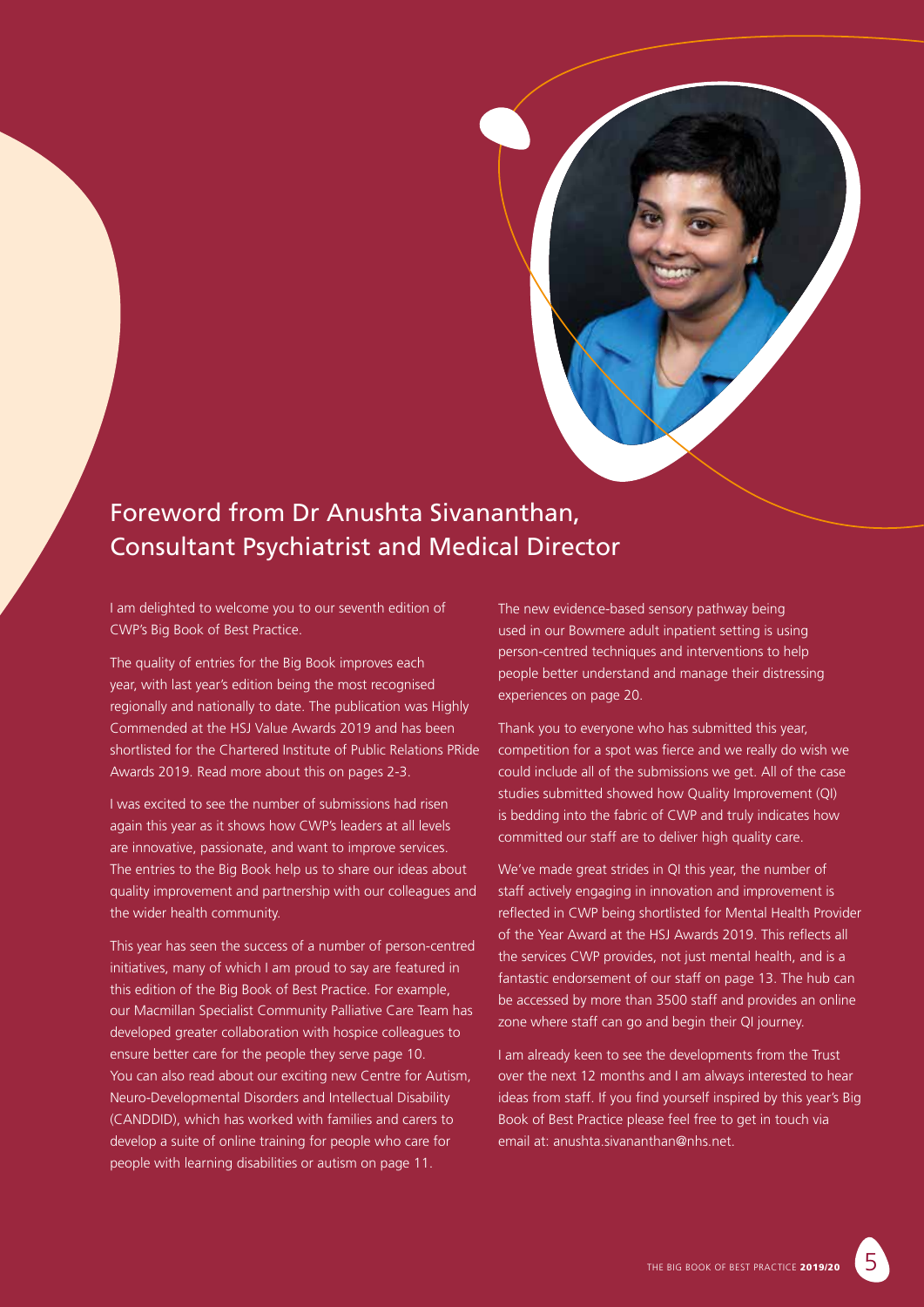## Foreword from Dr Anushta Sivananthan, Consultant Psychiatrist and Medical Director

I am delighted to welcome you to our seventh edition of CWP's Big Book of Best Practice.

The quality of entries for the Big Book improves each year, with last year's edition being the most recognised regionally and nationally to date. The publication was Highly Commended at the HSJ Value Awards 2019 and has been shortlisted for the Chartered Institute of Public Relations PRide Awards 2019. Read more about this on pages 2-3.

I was excited to see the number of submissions had risen again this year as it shows how CWP's leaders at all levels are innovative, passionate, and want to improve services. The entries to the Big Book help us to share our ideas about quality improvement and partnership with our colleagues and the wider health community.

This year has seen the success of a number of person-centred initiatives, many of which I am proud to say are featured in this edition of the Big Book of Best Practice. For example, our Macmillan Specialist Community Palliative Care Team has developed greater collaboration with hospice colleagues to ensure better care for the people they serve page 10. You can also read about our exciting new Centre for Autism, Neuro-Developmental Disorders and Intellectual Disability (CANDDID), which has worked with families and carers to develop a suite of online training for people who care for people with learning disabilities or autism on page 11.

The new evidence-based sensory pathway being used in our Bowmere adult inpatient setting is using person-centred techniques and interventions to help people better understand and manage their distressing experiences on page 20.

Thank you to everyone who has submitted this year, competition for a spot was fierce and we really do wish we could include all of the submissions we get. All of the case studies submitted showed how Quality Improvement (QI) is bedding into the fabric of CWP and truly indicates how committed our staff are to deliver high quality care.

We've made great strides in QI this year, the number of staff actively engaging in innovation and improvement is reflected in CWP being shortlisted for Mental Health Provider of the Year Award at the HSJ Awards 2019. This reflects all the services CWP provides, not just mental health, and is a fantastic endorsement of our staff on page 13. The hub can be accessed by more than 3500 staff and provides an online zone where staff can go and begin their QI journey.

I am already keen to see the developments from the Trust over the next 12 months and I am always interested to hear ideas from staff. If you find yourself inspired by this year's Big Book of Best Practice please feel free to get in touch via email at: anushta.sivananthan@nhs.net.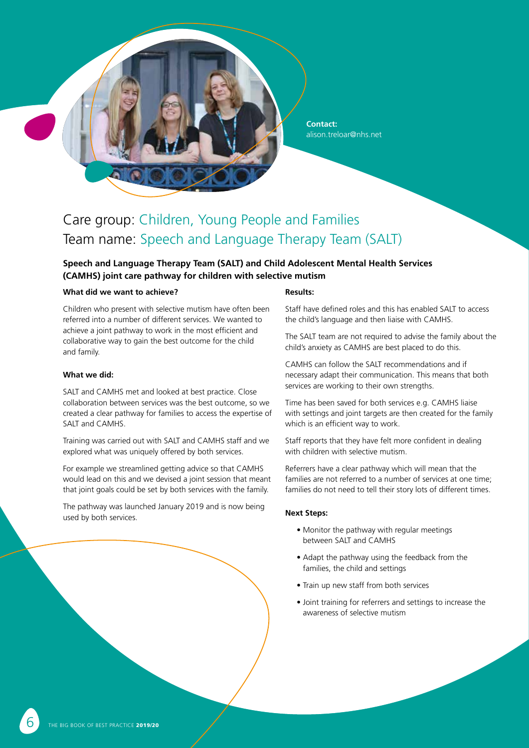**Contact:**
alison.treloar@nhs.net

# Care group: Children, Young People and Families
# Team name: Speech and Language Therapy Team (SALT)

## Speech and Language Therapy Team (SALT) and Child Adolescent Mental Health Services (CAMHS) joint care pathway for children with selective mutism

### What did we want to achieve?

Children who present with selective mutism have often been referred into a number of different services. We wanted to achieve a joint pathway to work in the most efficient and collaborative way to gain the best outcome for the child and family.

### What we did:

SALT and CAMHS met and looked at best practice. Close collaboration between services was the best outcome, so we created a clear pathway for families to access the expertise of SALT and CAMHS.

Training was carried out with SALT and CAMHS staff and we explored what was uniquely offered by both services.

For example we streamlined getting advice so that CAMHS would lead on this and we devised a joint session that meant that joint goals could be set by both services with the family.

The pathway was launched January 2019 and is now being used by both services.

### Results:

Staff have defined roles and this has enabled SALT to access the child's language and then liaise with CAMHS.

The SALT team are not required to advise the family about the child's anxiety as CAMHS are best placed to do this.

CAMHS can follow the SALT recommendations and if necessary adapt their communication. This means that both services are working to their own strengths.

Time has been saved for both services e.g. CAMHS liaise with settings and joint targets are then created for the family which is an efficient way to work.

Staff reports that they have felt more confident in dealing with children with selective mutism.

Referrers have a clear pathway which will mean that the families are not referred to a number of services at one time; families do not need to tell their story lots of different times.

### Next Steps:

- Monitor the pathway with regular meetings between SALT and CAMHS
- Adapt the pathway using the feedback from the families, the child and settings
- Train up new staff from both services
- Joint training for referrers and settings to increase the awareness of selective mutism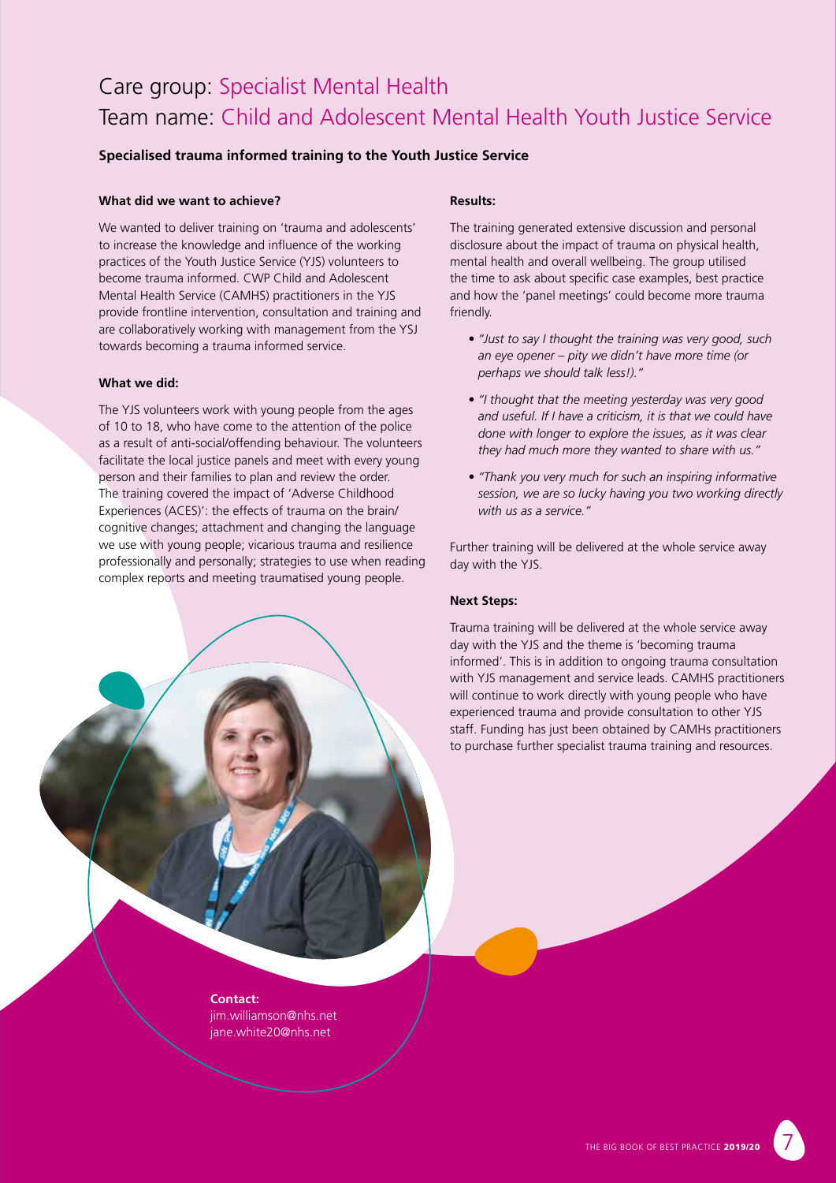# Care group: Specialist Mental Health

# Team name: Child and Adolescent Mental Health Youth Justice Service

**Specialised trauma informed training to the Youth Justice Service**

**What did we want to achieve?**

We wanted to deliver training on 'trauma and adolescents' to increase the knowledge and influence of the working practices of the Youth Justice Service (YJS) volunteers to become trauma informed. CWP Child and Adolescent Mental Health Service (CAMHS) practitioners in the YJS provide frontline intervention, consultation and training and are collaboratively working with management from the YSJ towards becoming a trauma informed service.

**What we did:**

The YJS volunteers work with young people from the ages of 10 to 18, who have come to the attention of the police as a result of anti-social/offending behaviour. The volunteers facilitate the local justice panels and meet with every young person and their families to plan and review the order. The training covered the impact of 'Adverse Childhood Experiences (ACES)': the effects of trauma on the brain/cognitive changes; attachment and changing the language we use with young people; vicarious trauma and resilience professionally and personally; strategies to use when reading complex reports and meeting traumatised young people.

**Results:**

The training generated extensive discussion and personal disclosure about the impact of trauma on physical health, mental health and overall wellbeing. The group utilised the time to ask about specific case examples, best practice and how the 'panel meetings' could become more trauma friendly.

- *"Just to say I thought the training was very good, such an eye opener – pity we didn't have more time (or perhaps we should talk less!)."*
- *"I thought that the meeting yesterday was very good and useful. If I have a criticism, it is that we could have done with longer to explore the issues, as it was clear they had much more they wanted to share with us."*
- *"Thank you very much for such an inspiring informative session, we are so lucky having you two working directly with us as a service."*

Further training will be delivered at the whole service away day with the YJS.

**Next Steps:**

Trauma training will be delivered at the whole service away day with the YJS and the theme is 'becoming trauma informed'. This is in addition to ongoing trauma consultation with YJS management and service leads. CAMHS practitioners will continue to work directly with young people who have experienced trauma and provide consultation to other YJS staff. Funding has just been obtained by CAMHs practitioners to purchase further specialist trauma training and resources.

**Contact:**
jim.williamson@nhs.net
jane.white20@nhs.net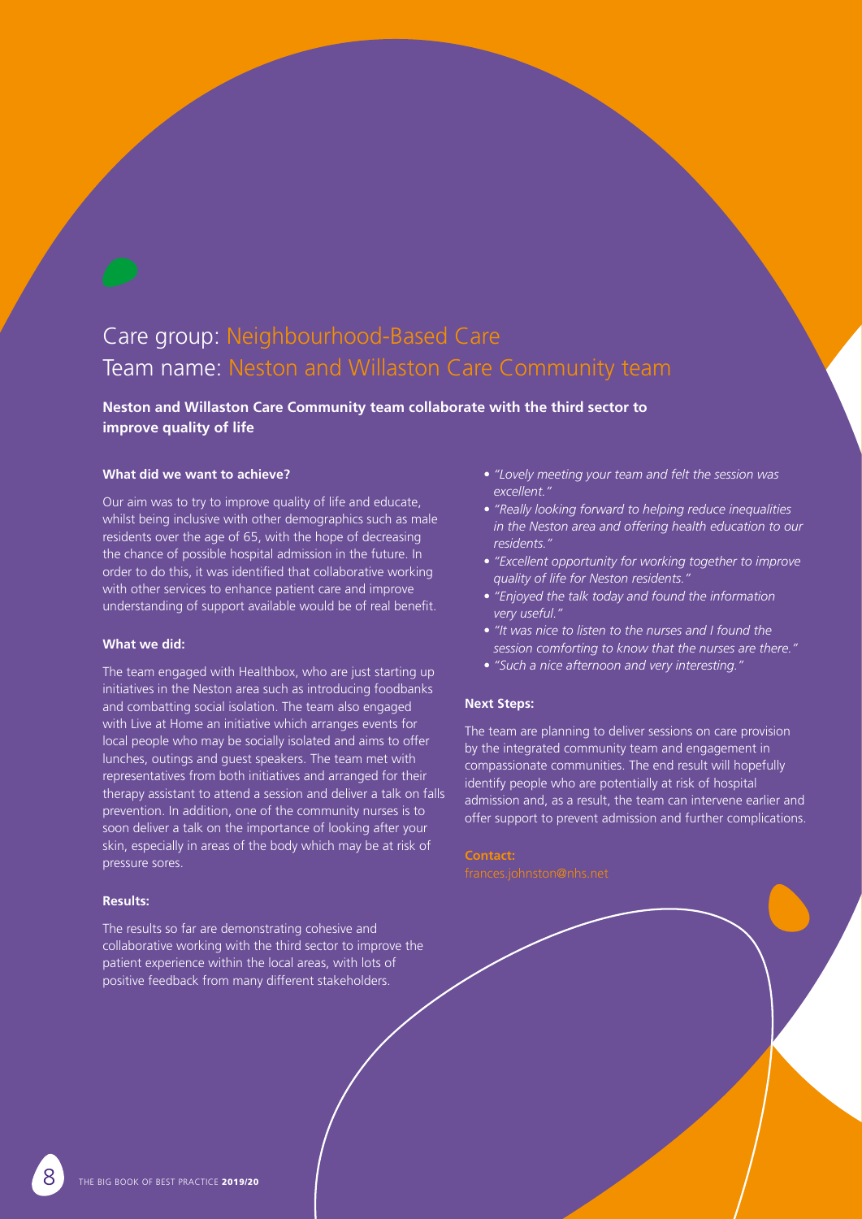Care group: Neighbourhood-Based Care
Team name: Neston and Willaston Care Community team

## Neston and Willaston Care Community team collaborate with the third sector to improve quality of life

### What did we want to achieve?

Our aim was to try to improve quality of life and educate, whilst being inclusive with other demographics such as male residents over the age of 65, with the hope of decreasing the chance of possible hospital admission in the future. In order to do this, it was identified that collaborative working with other services to enhance patient care and improve understanding of support available would be of real benefit.

### What we did:

The team engaged with Healthbox, who are just starting up initiatives in the Neston area such as introducing foodbanks and combatting social isolation. The team also engaged with Live at Home an initiative which arranges events for local people who may be socially isolated and aims to offer lunches, outings and guest speakers. The team met with representatives from both initiatives and arranged for their therapy assistant to attend a session and deliver a talk on falls prevention. In addition, one of the community nurses is to soon deliver a talk on the importance of looking after your skin, especially in areas of the body which may be at risk of pressure sores.

### Results:

The results so far are demonstrating cohesive and collaborative working with the third sector to improve the patient experience within the local areas, with lots of positive feedback from many different stakeholders.

- *"Lovely meeting your team and felt the session was excellent."*
- *"Really looking forward to helping reduce inequalities in the Neston area and offering health education to our residents."*
- *"Excellent opportunity for working together to improve quality of life for Neston residents."*
- *"Enjoyed the talk today and found the information very useful."*
- *"It was nice to listen to the nurses and I found the session comforting to know that the nurses are there."*
- *"Such a nice afternoon and very interesting."*

### Next Steps:

The team are planning to deliver sessions on care provision by the integrated community team and engagement in compassionate communities. The end result will hopefully identify people who are potentially at risk of hospital admission and, as a result, the team can intervene earlier and offer support to prevent admission and further complications.

**Contact:**
frances.johnston@nhs.net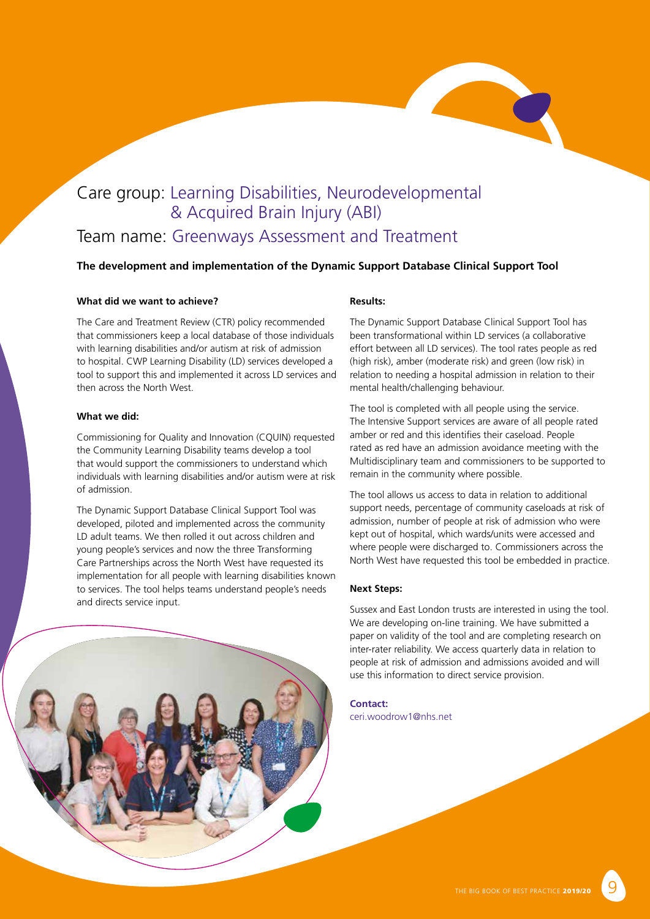# Care group: Learning Disabilities, Neurodevelopmental & Acquired Brain Injury (ABI)

## Team name: Greenways Assessment and Treatment

**The development and implementation of the Dynamic Support Database Clinical Support Tool**

**What did we want to achieve?**

The Care and Treatment Review (CTR) policy recommended that commissioners keep a local database of those individuals with learning disabilities and/or autism at risk of admission to hospital. CWP Learning Disability (LD) services developed a tool to support this and implemented it across LD services and then across the North West.

**What we did:**

Commissioning for Quality and Innovation (CQUIN) requested the Community Learning Disability teams develop a tool that would support the commissioners to understand which individuals with learning disabilities and/or autism were at risk of admission.

The Dynamic Support Database Clinical Support Tool was developed, piloted and implemented across the community LD adult teams. We then rolled it out across children and young people's services and now the three Transforming Care Partnerships across the North West have requested its implementation for all people with learning disabilities known to services. The tool helps teams understand people's needs and directs service input.

**Results:**

The Dynamic Support Database Clinical Support Tool has been transformational within LD services (a collaborative effort between all LD services). The tool rates people as red (high risk), amber (moderate risk) and green (low risk) in relation to needing a hospital admission in relation to their mental health/challenging behaviour.

The tool is completed with all people using the service. The Intensive Support services are aware of all people rated amber or red and this identifies their caseload. People rated as red have an admission avoidance meeting with the Multidisciplinary team and commissioners to be supported to remain in the community where possible.

The tool allows us access to data in relation to additional support needs, percentage of community caseloads at risk of admission, number of people at risk of admission who were kept out of hospital, which wards/units were accessed and where people were discharged to. Commissioners across the North West have requested this tool be embedded in practice.

**Next Steps:**

Sussex and East London trusts are interested in using the tool. We are developing on-line training. We have submitted a paper on validity of the tool and are completing research on inter-rater reliability. We access quarterly data in relation to people at risk of admission and admissions avoided and will use this information to direct service provision.

**Contact:**
ceri.woodrow1@nhs.net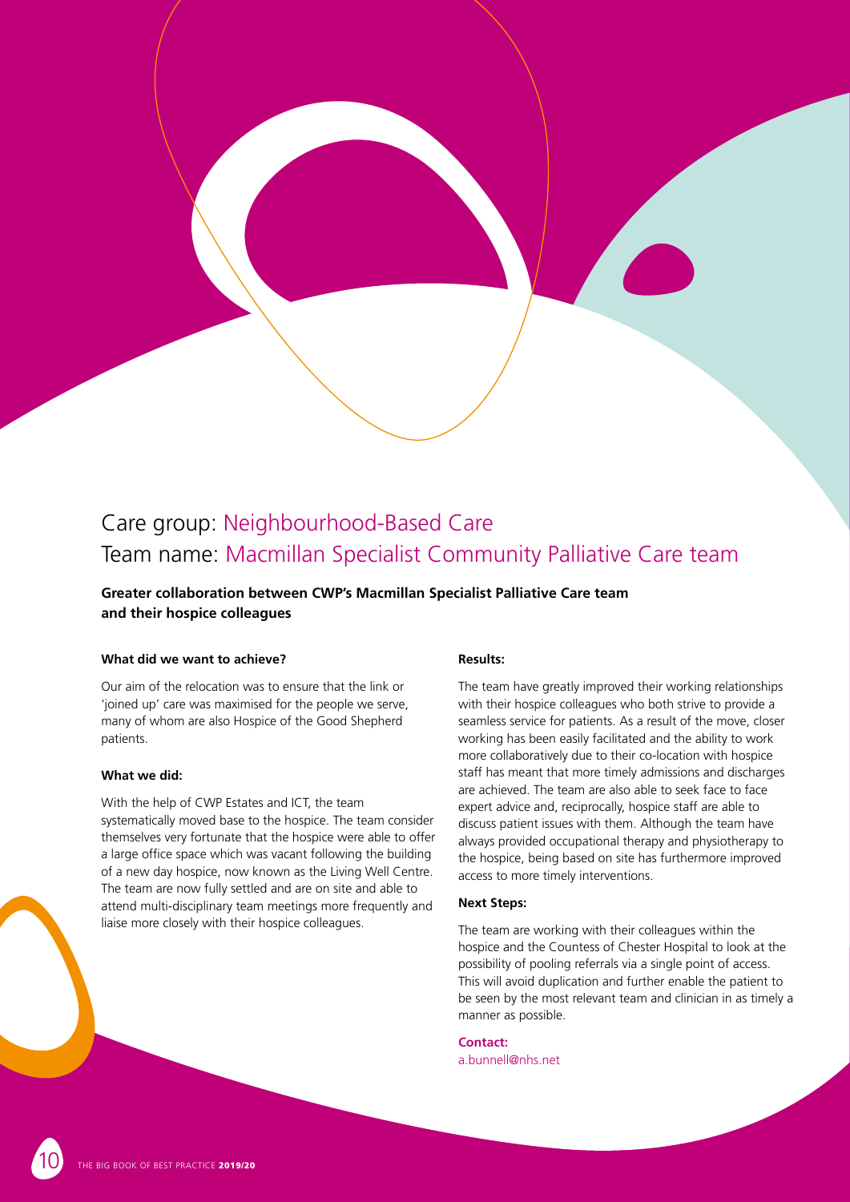# Care group: Neighbourhood-Based Care

# Team name: Macmillan Specialist Community Palliative Care team

**Greater collaboration between CWP's Macmillan Specialist Palliative Care team and their hospice colleagues**

#### What did we want to achieve?

Our aim of the relocation was to ensure that the link or 'joined up' care was maximised for the people we serve, many of whom are also Hospice of the Good Shepherd patients.

#### What we did:

With the help of CWP Estates and ICT, the team systematically moved base to the hospice. The team consider themselves very fortunate that the hospice were able to offer a large office space which was vacant following the building of a new day hospice, now known as the Living Well Centre. The team are now fully settled and are on site and able to attend multi-disciplinary team meetings more frequently and liaise more closely with their hospice colleagues.

#### Results:

The team have greatly improved their working relationships with their hospice colleagues who both strive to provide a seamless service for patients. As a result of the move, closer working has been easily facilitated and the ability to work more collaboratively due to their co-location with hospice staff has meant that more timely admissions and discharges are achieved. The team are also able to seek face to face expert advice and, reciprocally, hospice staff are able to discuss patient issues with them. Although the team have always provided occupational therapy and physiotherapy to the hospice, being based on site has furthermore improved access to more timely interventions.

#### Next Steps:

The team are working with their colleagues within the hospice and the Countess of Chester Hospital to look at the possibility of pooling referrals via a single point of access. This will avoid duplication and further enable the patient to be seen by the most relevant team and clinician in as timely a manner as possible.

**Contact:**
a.bunnell@nhs.net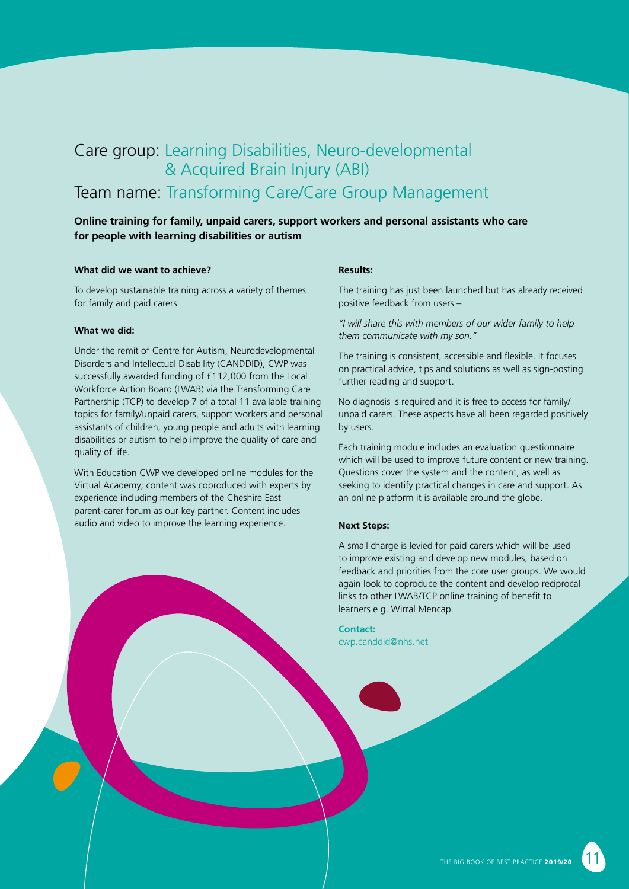# Care group: Learning Disabilities, Neuro-developmental & Acquired Brain Injury (ABI)

## Team name: Transforming Care/Care Group Management

**Online training for family, unpaid carers, support workers and personal assistants who care for people with learning disabilities or autism**

**What did we want to achieve?**

To develop sustainable training across a variety of themes for family and paid carers

**What we did:**

Under the remit of Centre for Autism, Neurodevelopmental Disorders and Intellectual Disability (CANDDID), CWP was successfully awarded funding of £112,000 from the Local Workforce Action Board (LWAB) via the Transforming Care Partnership (TCP) to develop 7 of a total 11 available training topics for family/unpaid carers, support workers and personal assistants of children, young people and adults with learning disabilities or autism to help improve the quality of care and quality of life.

With Education CWP we developed online modules for the Virtual Academy; content was coproduced with experts by experience including members of the Cheshire East parent-carer forum as our key partner. Content includes audio and video to improve the learning experience.

**Results:**

The training has just been launched but has already received positive feedback from users –

*"I will share this with members of our wider family to help them communicate with my son."*

The training is consistent, accessible and flexible. It focuses on practical advice, tips and solutions as well as sign-posting further reading and support.

No diagnosis is required and it is free to access for family/unpaid carers. These aspects have all been regarded positively by users.

Each training module includes an evaluation questionnaire which will be used to improve future content or new training. Questions cover the system and the content, as well as seeking to identify practical changes in care and support. As an online platform it is available around the globe.

**Next Steps:**

A small charge is levied for paid carers which will be used to improve existing and develop new modules, based on feedback and priorities from the core user groups. We would again look to coproduce the content and develop reciprocal links to other LWAB/TCP online training of benefit to learners e.g. Wirral Mencap.

**Contact:**
cwp.canddid@nhs.net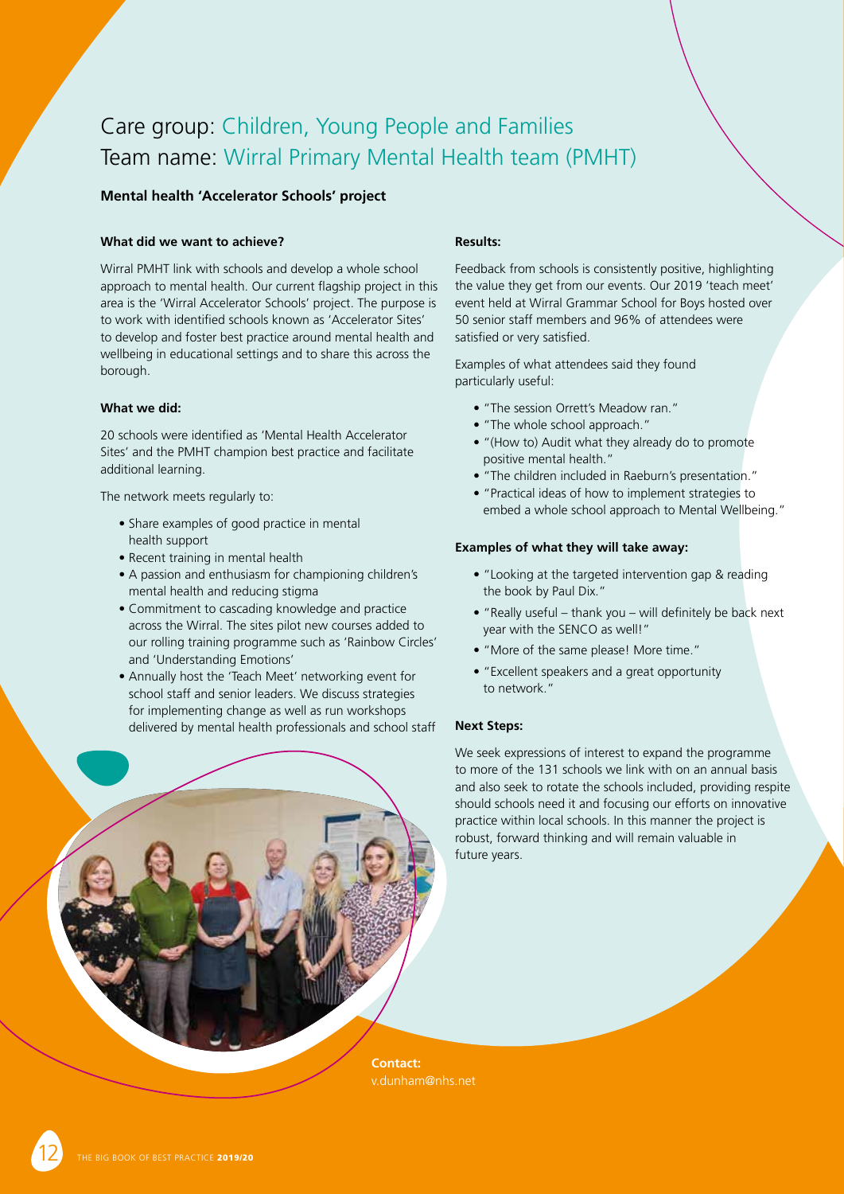# Care group: Children, Young People and Families
# Team name: Wirral Primary Mental Health team (PMHT)

**Mental health 'Accelerator Schools' project**

**What did we want to achieve?**

Wirral PMHT link with schools and develop a whole school approach to mental health. Our current flagship project in this area is the 'Wirral Accelerator Schools' project. The purpose is to work with identified schools known as 'Accelerator Sites' to develop and foster best practice around mental health and wellbeing in educational settings and to share this across the borough.

**What we did:**

20 schools were identified as 'Mental Health Accelerator Sites' and the PMHT champion best practice and facilitate additional learning.

The network meets regularly to:

- Share examples of good practice in mental health support
- Recent training in mental health
- A passion and enthusiasm for championing children's mental health and reducing stigma
- Commitment to cascading knowledge and practice across the Wirral. The sites pilot new courses added to our rolling training programme such as 'Rainbow Circles' and 'Understanding Emotions'
- Annually host the 'Teach Meet' networking event for school staff and senior leaders. We discuss strategies for implementing change as well as run workshops delivered by mental health professionals and school staff

**Results:**

Feedback from schools is consistently positive, highlighting the value they get from our events. Our 2019 'teach meet' event held at Wirral Grammar School for Boys hosted over 50 senior staff members and 96% of attendees were satisfied or very satisfied.

Examples of what attendees said they found particularly useful:

- "The session Orrett's Meadow ran."
- "The whole school approach."
- "(How to) Audit what they already do to promote positive mental health."
- "The children included in Raeburn's presentation."
- "Practical ideas of how to implement strategies to embed a whole school approach to Mental Wellbeing."

**Examples of what they will take away:**

- "Looking at the targeted intervention gap & reading the book by Paul Dix."
- "Really useful – thank you – will definitely be back next year with the SENCO as well!"
- "More of the same please! More time."
- "Excellent speakers and a great opportunity to network."

**Next Steps:**

We seek expressions of interest to expand the programme to more of the 131 schools we link with on an annual basis and also seek to rotate the schools included, providing respite should schools need it and focusing our efforts on innovative practice within local schools. In this manner the project is robust, forward thinking and will remain valuable in future years.

**Contact:**
v.dunham@nhs.net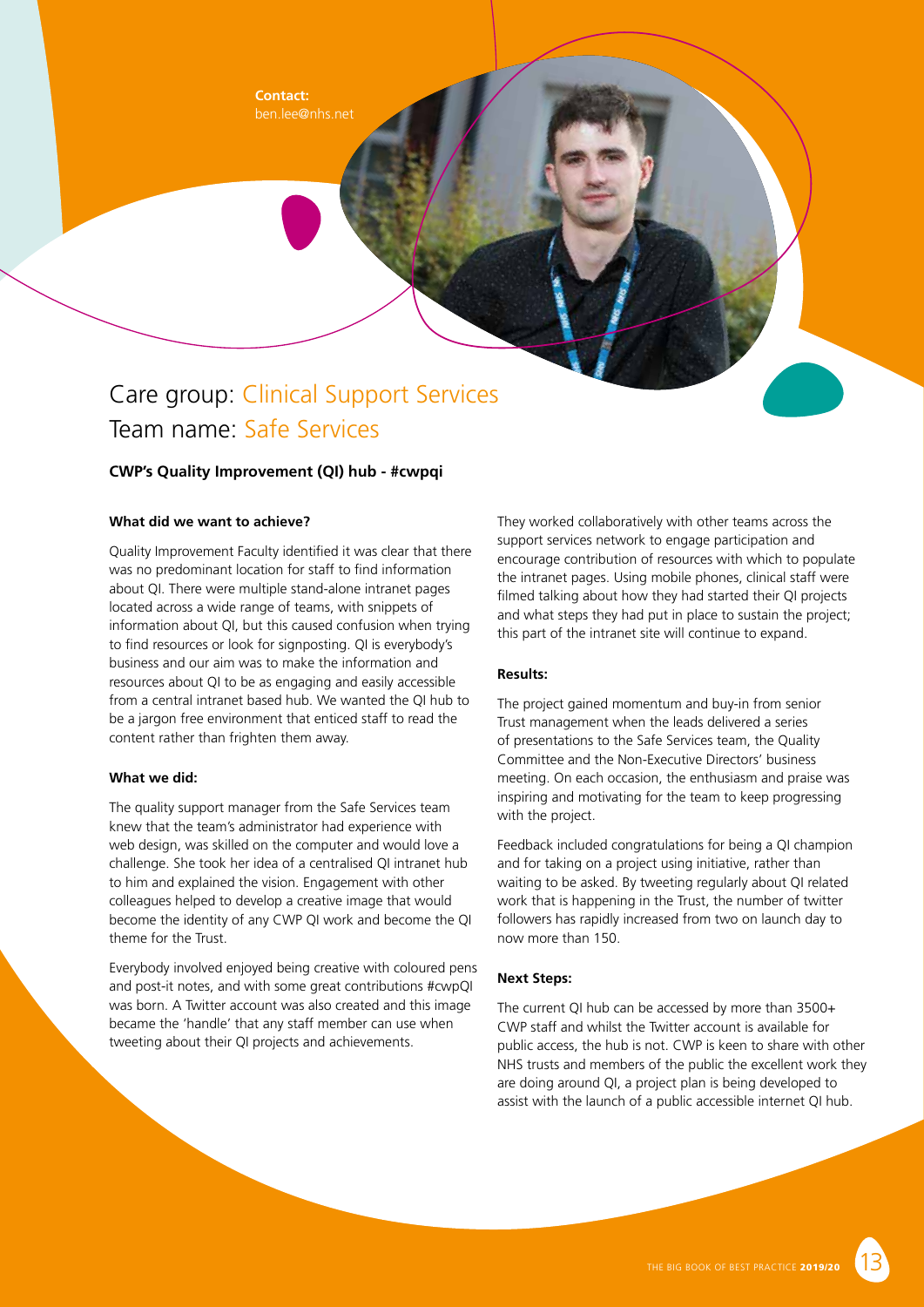**Contact:**
ben.lee@nhs.net

## Care group: Clinical Support Services
## Team name: Safe Services

### CWP's Quality Improvement (QI) hub - #cwpqi

#### What did we want to achieve?

Quality Improvement Faculty identified it was clear that there was no predominant location for staff to find information about QI. There were multiple stand-alone intranet pages located across a wide range of teams, with snippets of information about QI, but this caused confusion when trying to find resources or look for signposting. QI is everybody's business and our aim was to make the information and resources about QI to be as engaging and easily accessible from a central intranet based hub. We wanted the QI hub to be a jargon free environment that enticed staff to read the content rather than frighten them away.

#### What we did:

The quality support manager from the Safe Services team knew that the team's administrator had experience with web design, was skilled on the computer and would love a challenge. She took her idea of a centralised QI intranet hub to him and explained the vision. Engagement with other colleagues helped to develop a creative image that would become the identity of any CWP QI work and become the QI theme for the Trust.

Everybody involved enjoyed being creative with coloured pens and post-it notes, and with some great contributions #cwpQI was born. A Twitter account was also created and this image became the 'handle' that any staff member can use when tweeting about their QI projects and achievements.

They worked collaboratively with other teams across the support services network to engage participation and encourage contribution of resources with which to populate the intranet pages. Using mobile phones, clinical staff were filmed talking about how they had started their QI projects and what steps they had put in place to sustain the project; this part of the intranet site will continue to expand.

#### Results:

The project gained momentum and buy-in from senior Trust management when the leads delivered a series of presentations to the Safe Services team, the Quality Committee and the Non-Executive Directors' business meeting. On each occasion, the enthusiasm and praise was inspiring and motivating for the team to keep progressing with the project.

Feedback included congratulations for being a QI champion and for taking on a project using initiative, rather than waiting to be asked. By tweeting regularly about QI related work that is happening in the Trust, the number of twitter followers has rapidly increased from two on launch day to now more than 150.

#### Next Steps:

The current QI hub can be accessed by more than 3500+ CWP staff and whilst the Twitter account is available for public access, the hub is not. CWP is keen to share with other NHS trusts and members of the public the excellent work they are doing around QI, a project plan is being developed to assist with the launch of a public accessible internet QI hub.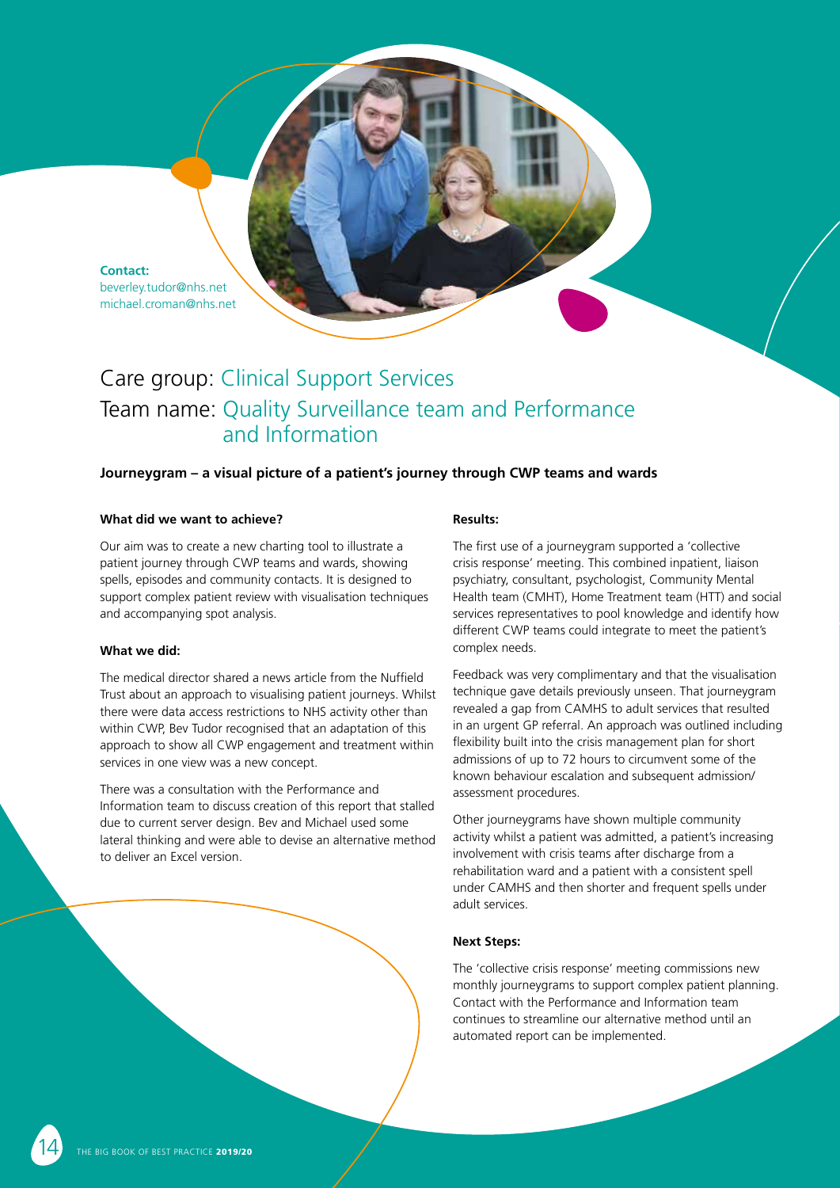**Contact:**
beverley.tudor@nhs.net
michael.croman@nhs.net

# Care group: Clinical Support Services
# Team name: Quality Surveillance team and Performance and Information

**Journeygram – a visual picture of a patient's journey through CWP teams and wards**

### What did we want to achieve?

Our aim was to create a new charting tool to illustrate a patient journey through CWP teams and wards, showing spells, episodes and community contacts. It is designed to support complex patient review with visualisation techniques and accompanying spot analysis.

### What we did:

The medical director shared a news article from the Nuffield Trust about an approach to visualising patient journeys. Whilst there were data access restrictions to NHS activity other than within CWP, Bev Tudor recognised that an adaptation of this approach to show all CWP engagement and treatment within services in one view was a new concept.

There was a consultation with the Performance and Information team to discuss creation of this report that stalled due to current server design. Bev and Michael used some lateral thinking and were able to devise an alternative method to deliver an Excel version.

### Results:

The first use of a journeygram supported a 'collective crisis response' meeting. This combined inpatient, liaison psychiatry, consultant, psychologist, Community Mental Health team (CMHT), Home Treatment team (HTT) and social services representatives to pool knowledge and identify how different CWP teams could integrate to meet the patient's complex needs.

Feedback was very complimentary and that the visualisation technique gave details previously unseen. That journeygram revealed a gap from CAMHS to adult services that resulted in an urgent GP referral. An approach was outlined including flexibility built into the crisis management plan for short admissions of up to 72 hours to circumvent some of the known behaviour escalation and subsequent admission/ assessment procedures.

Other journeygrams have shown multiple community activity whilst a patient was admitted, a patient's increasing involvement with crisis teams after discharge from a rehabilitation ward and a patient with a consistent spell under CAMHS and then shorter and frequent spells under adult services.

### Next Steps:

The 'collective crisis response' meeting commissions new monthly journeygrams to support complex patient planning. Contact with the Performance and Information team continues to streamline our alternative method until an automated report can be implemented.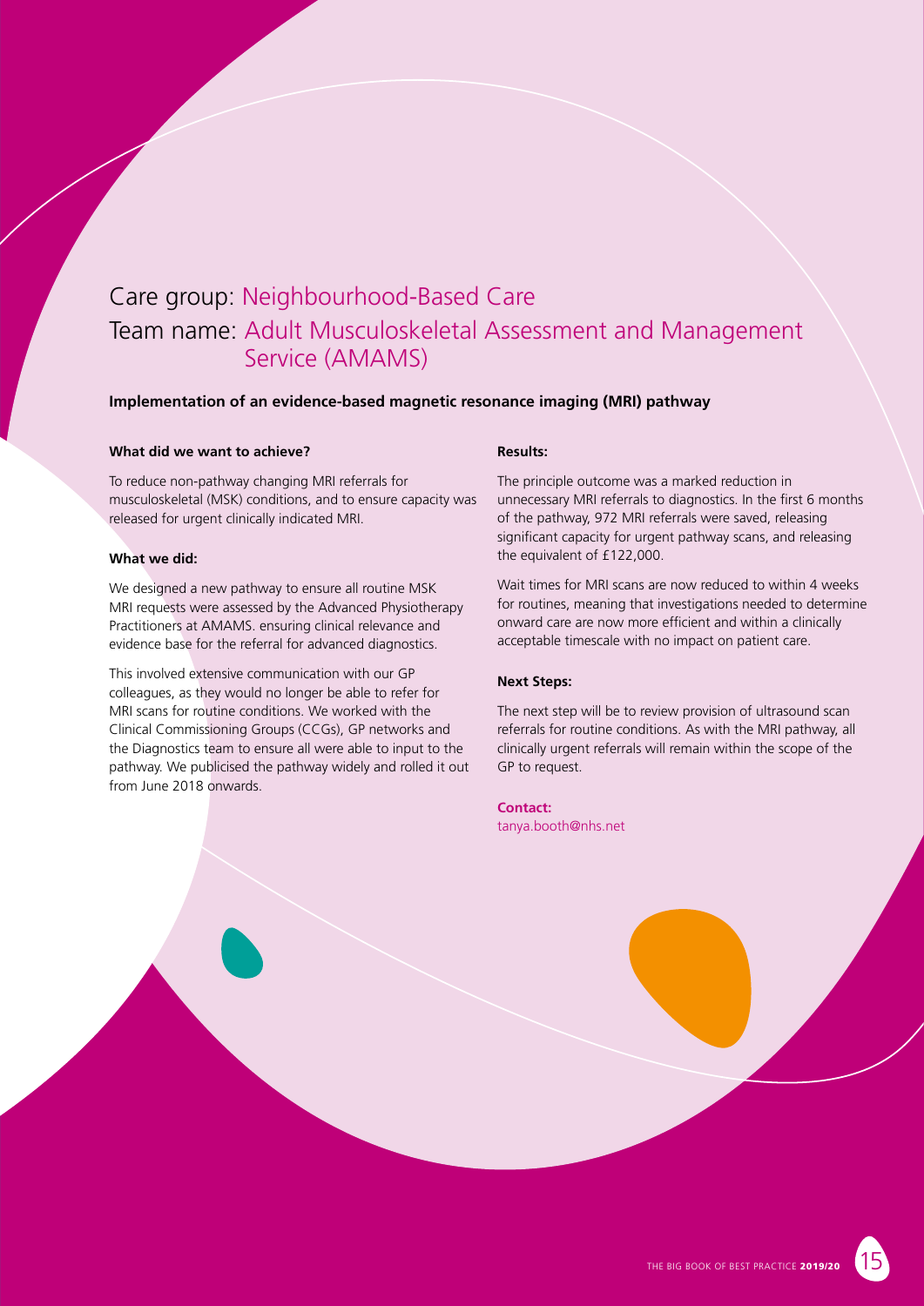## Care group: Neighbourhood-Based Care

## Team name: Adult Musculoskeletal Assessment and Management Service (AMAMS)

**Implementation of an evidence-based magnetic resonance imaging (MRI) pathway**

**What did we want to achieve?**

To reduce non-pathway changing MRI referrals for musculoskeletal (MSK) conditions, and to ensure capacity was released for urgent clinically indicated MRI.

**What we did:**

We designed a new pathway to ensure all routine MSK MRI requests were assessed by the Advanced Physiotherapy Practitioners at AMAMS. ensuring clinical relevance and evidence base for the referral for advanced diagnostics.

This involved extensive communication with our GP colleagues, as they would no longer be able to refer for MRI scans for routine conditions. We worked with the Clinical Commissioning Groups (CCGs), GP networks and the Diagnostics team to ensure all were able to input to the pathway. We publicised the pathway widely and rolled it out from June 2018 onwards.

**Results:**

The principle outcome was a marked reduction in unnecessary MRI referrals to diagnostics. In the first 6 months of the pathway, 972 MRI referrals were saved, releasing significant capacity for urgent pathway scans, and releasing the equivalent of £122,000.

Wait times for MRI scans are now reduced to within 4 weeks for routines, meaning that investigations needed to determine onward care are now more efficient and within a clinically acceptable timescale with no impact on patient care.

**Next Steps:**

The next step will be to review provision of ultrasound scan referrals for routine conditions. As with the MRI pathway, all clinically urgent referrals will remain within the scope of the GP to request.

**Contact:**
tanya.booth@nhs.net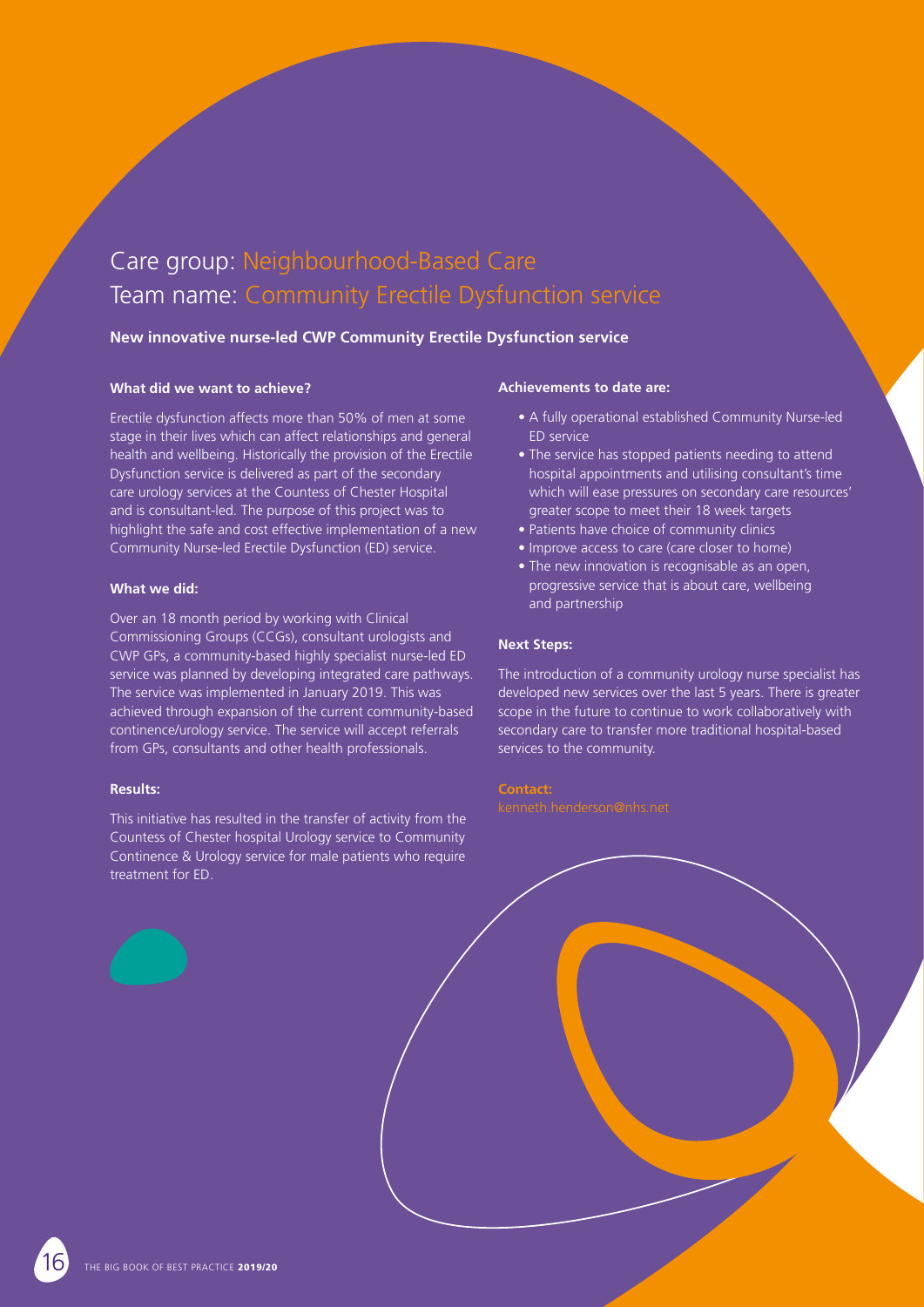# Care group: Neighbourhood-Based Care
# Team name: Community Erectile Dysfunction service

**New innovative nurse-led CWP Community Erectile Dysfunction service**

### What did we want to achieve?

Erectile dysfunction affects more than 50% of men at some stage in their lives which can affect relationships and general health and wellbeing. Historically the provision of the Erectile Dysfunction service is delivered as part of the secondary care urology services at the Countess of Chester Hospital and is consultant-led. The purpose of this project was to highlight the safe and cost effective implementation of a new Community Nurse-led Erectile Dysfunction (ED) service.

### What we did:

Over an 18 month period by working with Clinical Commissioning Groups (CCGs), consultant urologists and CWP GPs, a community-based highly specialist nurse-led ED service was planned by developing integrated care pathways. The service was implemented in January 2019. This was achieved through expansion of the current community-based continence/urology service. The service will accept referrals from GPs, consultants and other health professionals.

### Results:

This initiative has resulted in the transfer of activity from the Countess of Chester hospital Urology service to Community Continence & Urology service for male patients who require treatment for ED.

### Achievements to date are:

- A fully operational established Community Nurse-led ED service
- The service has stopped patients needing to attend hospital appointments and utilising consultant's time which will ease pressures on secondary care resources' greater scope to meet their 18 week targets
- Patients have choice of community clinics
- Improve access to care (care closer to home)
- The new innovation is recognisable as an open, progressive service that is about care, wellbeing and partnership

### Next Steps:

The introduction of a community urology nurse specialist has developed new services over the last 5 years. There is greater scope in the future to continue to work collaboratively with secondary care to transfer more traditional hospital-based services to the community.

**Contact:**
kenneth.henderson@nhs.net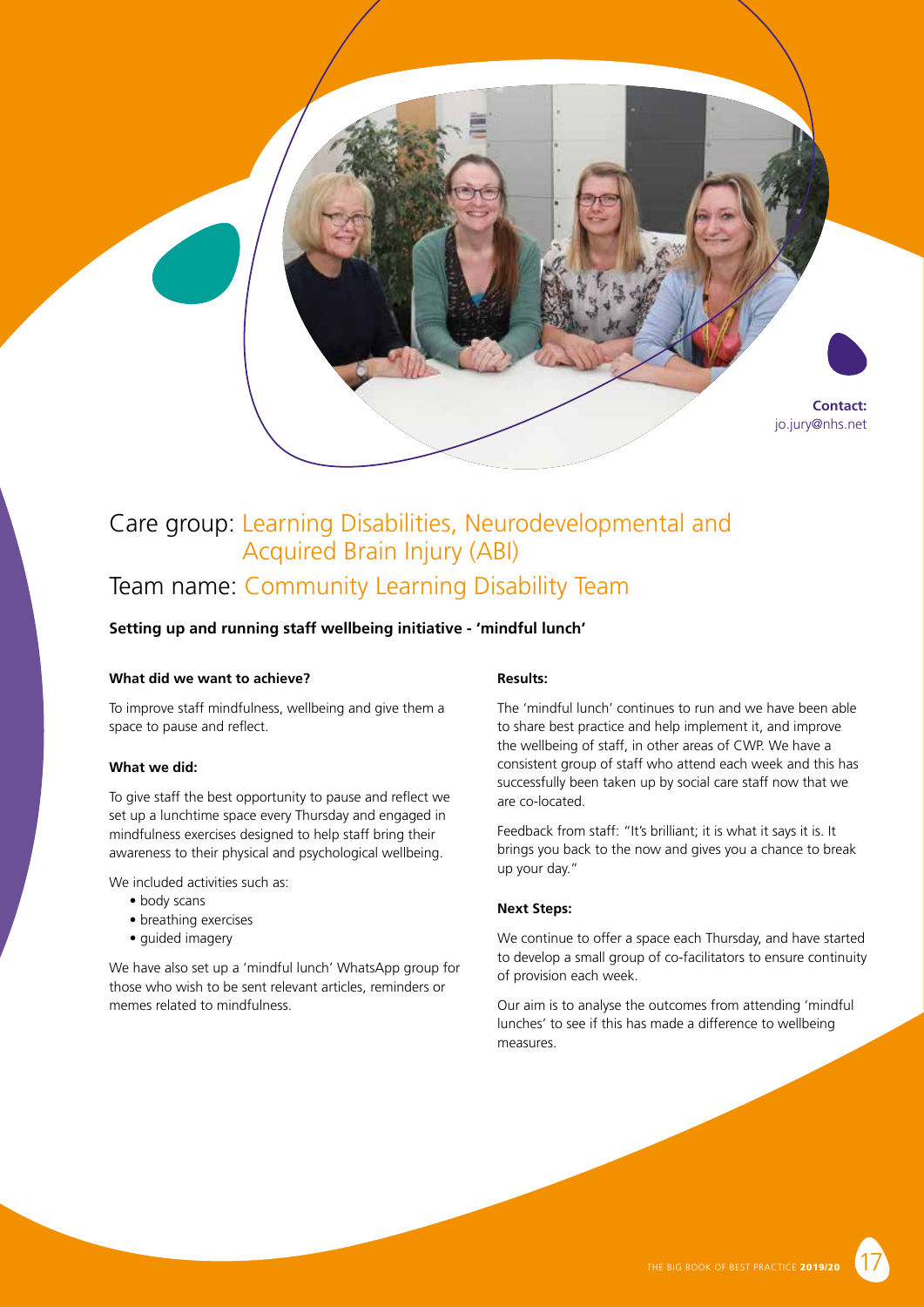**Contact:**
jo.jury@nhs.net

## Care group: Learning Disabilities, Neurodevelopmental and Acquired Brain Injury (ABI)

## Team name: Community Learning Disability Team

**Setting up and running staff wellbeing initiative - 'mindful lunch'**

**What did we want to achieve?**

To improve staff mindfulness, wellbeing and give them a space to pause and reflect.

**What we did:**

To give staff the best opportunity to pause and reflect we set up a lunchtime space every Thursday and engaged in mindfulness exercises designed to help staff bring their awareness to their physical and psychological wellbeing.

We included activities such as:

- body scans
- breathing exercises
- guided imagery

We have also set up a 'mindful lunch' WhatsApp group for those who wish to be sent relevant articles, reminders or memes related to mindfulness.

**Results:**

The 'mindful lunch' continues to run and we have been able to share best practice and help implement it, and improve the wellbeing of staff, in other areas of CWP. We have a consistent group of staff who attend each week and this has successfully been taken up by social care staff now that we are co-located.

Feedback from staff: "It's brilliant; it is what it says it is. It brings you back to the now and gives you a chance to break up your day."

**Next Steps:**

We continue to offer a space each Thursday, and have started to develop a small group of co-facilitators to ensure continuity of provision each week.

Our aim is to analyse the outcomes from attending 'mindful lunches' to see if this has made a difference to wellbeing measures.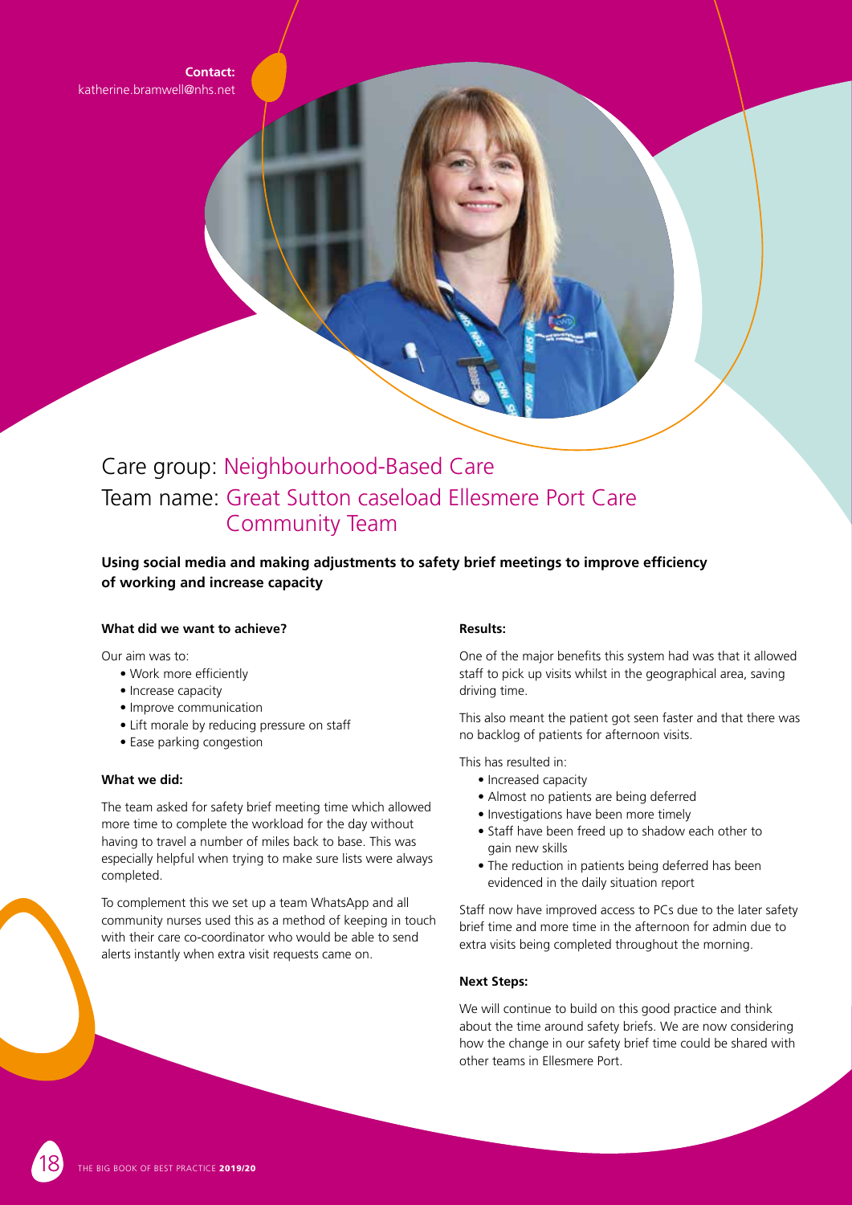**Contact:**
katherine.bramwell@nhs.net

## Care group: Neighbourhood-Based Care
## Team name: Great Sutton caseload Ellesmere Port Care Community Team

**Using social media and making adjustments to safety brief meetings to improve efficiency of working and increase capacity**

**What did we want to achieve?**

Our aim was to:

- Work more efficiently
- Increase capacity
- Improve communication
- Lift morale by reducing pressure on staff
- Ease parking congestion

**What we did:**

The team asked for safety brief meeting time which allowed more time to complete the workload for the day without having to travel a number of miles back to base. This was especially helpful when trying to make sure lists were always completed.

To complement this we set up a team WhatsApp and all community nurses used this as a method of keeping in touch with their care co-coordinator who would be able to send alerts instantly when extra visit requests came on.

**Results:**

One of the major benefits this system had was that it allowed staff to pick up visits whilst in the geographical area, saving driving time.

This also meant the patient got seen faster and that there was no backlog of patients for afternoon visits.

This has resulted in:

- Increased capacity
- Almost no patients are being deferred
- Investigations have been more timely
- Staff have been freed up to shadow each other to gain new skills
- The reduction in patients being deferred has been evidenced in the daily situation report

Staff now have improved access to PCs due to the later safety brief time and more time in the afternoon for admin due to extra visits being completed throughout the morning.

**Next Steps:**

We will continue to build on this good practice and think about the time around safety briefs. We are now considering how the change in our safety brief time could be shared with other teams in Ellesmere Port.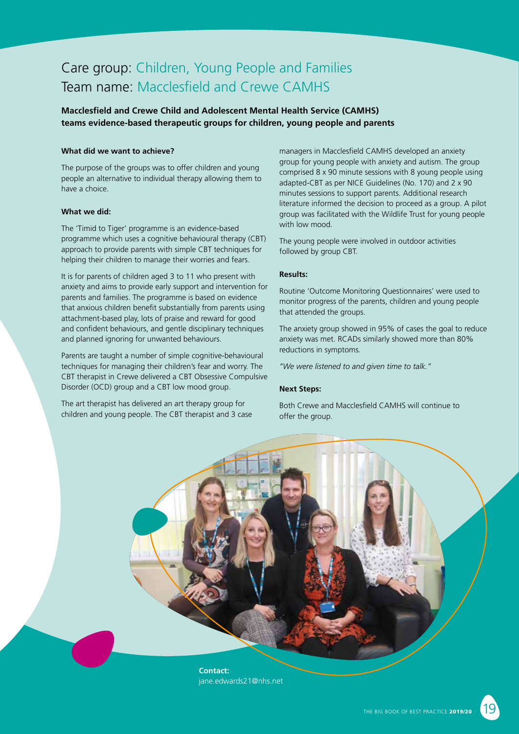# Care group: Children, Young People and Families
# Team name: Macclesfield and Crewe CAMHS

**Macclesfield and Crewe Child and Adolescent Mental Health Service (CAMHS) teams evidence-based therapeutic groups for children, young people and parents**

**What did we want to achieve?**

The purpose of the groups was to offer children and young people an alternative to individual therapy allowing them to have a choice.

**What we did:**

The 'Timid to Tiger' programme is an evidence-based programme which uses a cognitive behavioural therapy (CBT) approach to provide parents with simple CBT techniques for helping their children to manage their worries and fears.

It is for parents of children aged 3 to 11 who present with anxiety and aims to provide early support and intervention for parents and families. The programme is based on evidence that anxious children benefit substantially from parents using attachment-based play, lots of praise and reward for good and confident behaviours, and gentle disciplinary techniques and planned ignoring for unwanted behaviours.

Parents are taught a number of simple cognitive-behavioural techniques for managing their children's fear and worry. The CBT therapist in Crewe delivered a CBT Obsessive Compulsive Disorder (OCD) group and a CBT low mood group.

The art therapist has delivered an art therapy group for children and young people. The CBT therapist and 3 case managers in Macclesfield CAMHS developed an anxiety group for young people with anxiety and autism. The group comprised 8 x 90 minute sessions with 8 young people using adapted-CBT as per NICE Guidelines (No. 170) and 2 x 90 minutes sessions to support parents. Additional research literature informed the decision to proceed as a group. A pilot group was facilitated with the Wildlife Trust for young people with low mood.

The young people were involved in outdoor activities followed by group CBT.

**Results:**

Routine 'Outcome Monitoring Questionnaires' were used to monitor progress of the parents, children and young people that attended the groups.

The anxiety group showed in 95% of cases the goal to reduce anxiety was met. RCADs similarly showed more than 80% reductions in symptoms.

*"We were listened to and given time to talk."*

**Next Steps:**

Both Crewe and Macclesfield CAMHS will continue to offer the group.

**Contact:**
jane.edwards21@nhs.net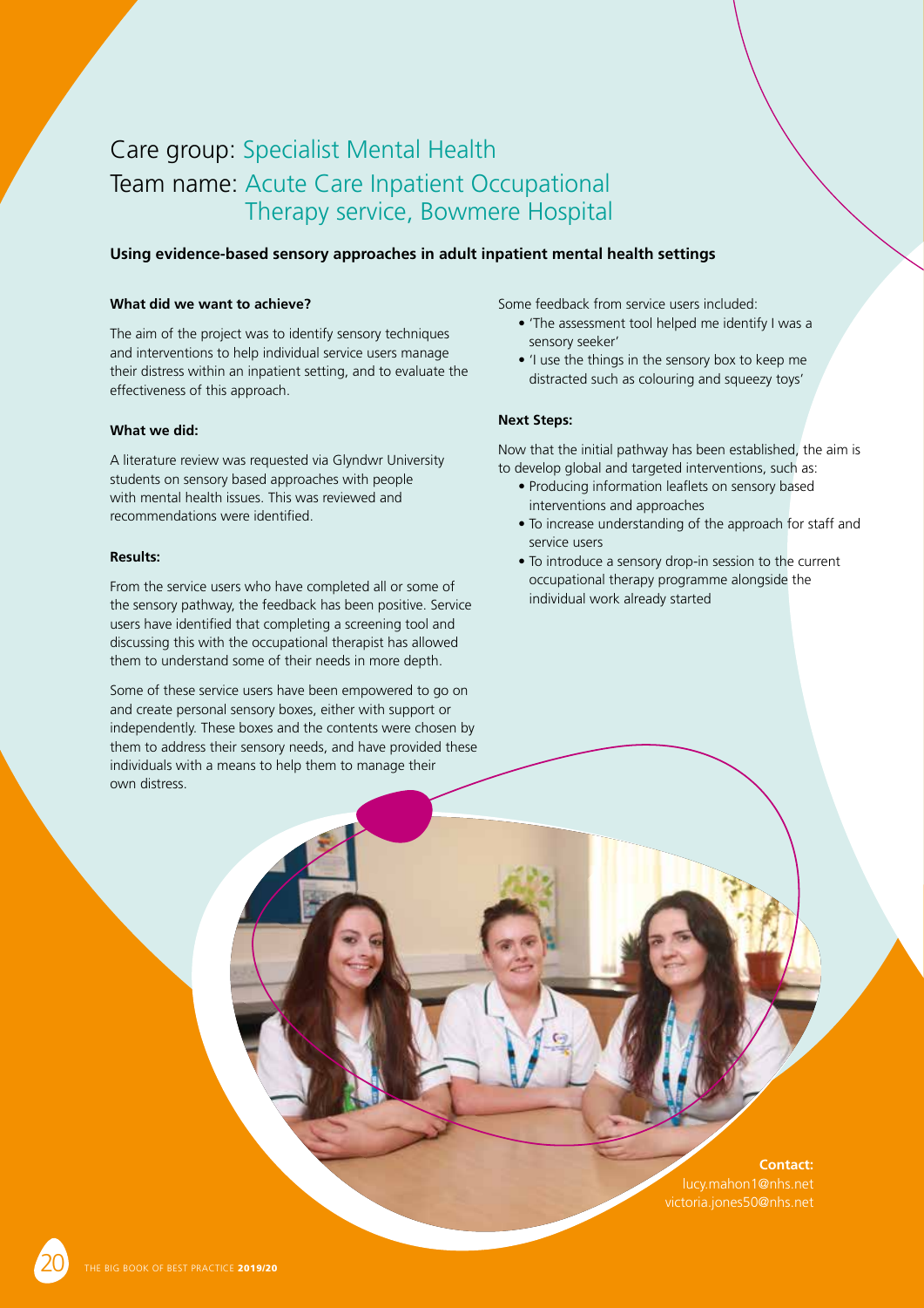# Care group: Specialist Mental Health
# Team name: Acute Care Inpatient Occupational Therapy service, Bowmere Hospital

**Using evidence-based sensory approaches in adult inpatient mental health settings**

**What did we want to achieve?**

The aim of the project was to identify sensory techniques and interventions to help individual service users manage their distress within an inpatient setting, and to evaluate the effectiveness of this approach.

**What we did:**

A literature review was requested via Glyndwr University students on sensory based approaches with people with mental health issues. This was reviewed and recommendations were identified.

**Results:**

From the service users who have completed all or some of the sensory pathway, the feedback has been positive. Service users have identified that completing a screening tool and discussing this with the occupational therapist has allowed them to understand some of their needs in more depth.

Some of these service users have been empowered to go on and create personal sensory boxes, either with support or independently. These boxes and the contents were chosen by them to address their sensory needs, and have provided these individuals with a means to help them to manage their own distress.

Some feedback from service users included:

- 'The assessment tool helped me identify I was a sensory seeker'
- 'I use the things in the sensory box to keep me distracted such as colouring and squeezy toys'

**Next Steps:**

Now that the initial pathway has been established, the aim is to develop global and targeted interventions, such as:

- Producing information leaflets on sensory based interventions and approaches
- To increase understanding of the approach for staff and service users
- To introduce a sensory drop-in session to the current occupational therapy programme alongside the individual work already started

**Contact:**
lucy.mahon1@nhs.net
victoria.jones50@nhs.net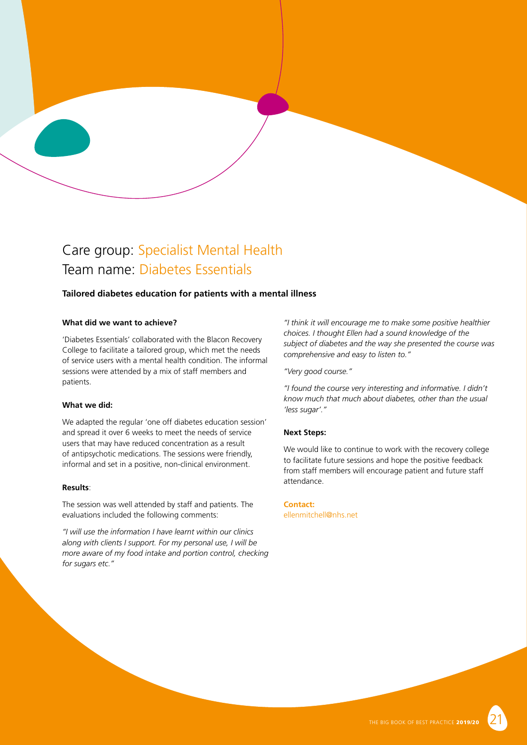# Care group: Specialist Mental Health
# Team name: Diabetes Essentials

**Tailored diabetes education for patients with a mental illness**

**What did we want to achieve?**

'Diabetes Essentials' collaborated with the Blacon Recovery College to facilitate a tailored group, which met the needs of service users with a mental health condition. The informal sessions were attended by a mix of staff members and patients.

**What we did:**

We adapted the regular 'one off diabetes education session' and spread it over 6 weeks to meet the needs of service users that may have reduced concentration as a result of antipsychotic medications. The sessions were friendly, informal and set in a positive, non-clinical environment.

**Results**:

The session was well attended by staff and patients. The evaluations included the following comments:

*"I will use the information I have learnt within our clinics along with clients I support. For my personal use, I will be more aware of my food intake and portion control, checking for sugars etc."*

*"I think it will encourage me to make some positive healthier choices. I thought Ellen had a sound knowledge of the subject of diabetes and the way she presented the course was comprehensive and easy to listen to."*

*"Very good course."*

*"I found the course very interesting and informative. I didn't know much that much about diabetes, other than the usual 'less sugar'."*

**Next Steps:**

We would like to continue to work with the recovery college to facilitate future sessions and hope the positive feedback from staff members will encourage patient and future staff attendance.

**Contact:**
ellenmitchell@nhs.net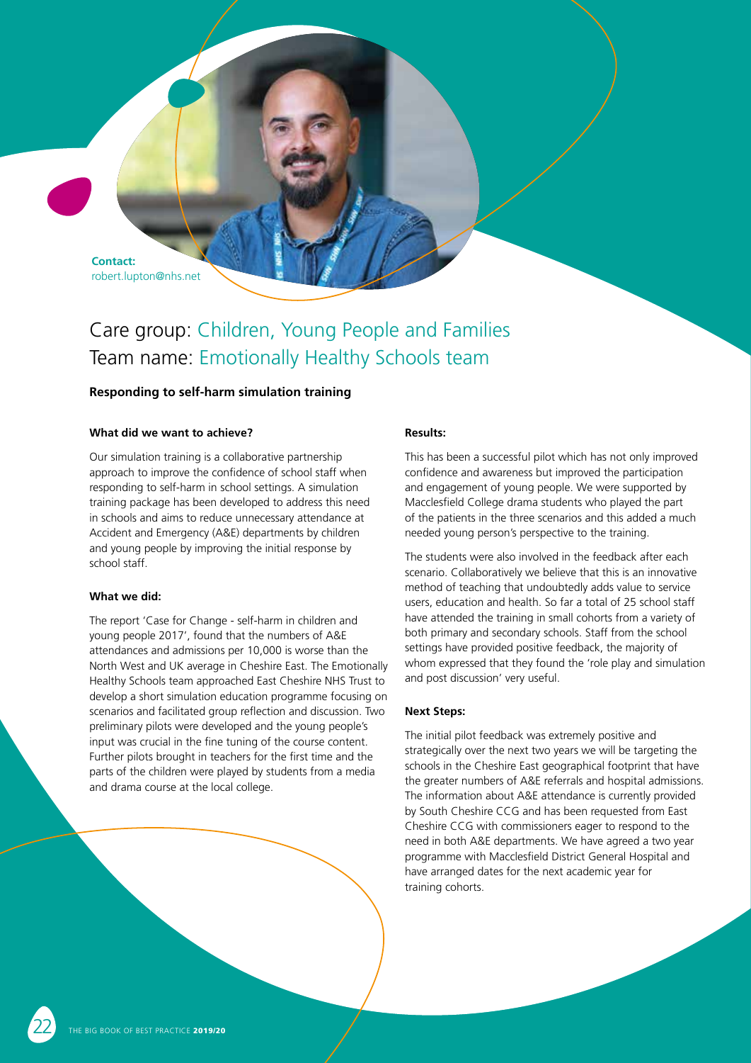**Contact:**
robert.lupton@nhs.net

# Care group: Children, Young People and Families
# Team name: Emotionally Healthy Schools team

**Responding to self-harm simulation training**

**What did we want to achieve?**

Our simulation training is a collaborative partnership approach to improve the confidence of school staff when responding to self-harm in school settings. A simulation training package has been developed to address this need in schools and aims to reduce unnecessary attendance at Accident and Emergency (A&E) departments by children and young people by improving the initial response by school staff.

**What we did:**

The report 'Case for Change - self-harm in children and young people 2017', found that the numbers of A&E attendances and admissions per 10,000 is worse than the North West and UK average in Cheshire East. The Emotionally Healthy Schools team approached East Cheshire NHS Trust to develop a short simulation education programme focusing on scenarios and facilitated group reflection and discussion. Two preliminary pilots were developed and the young people's input was crucial in the fine tuning of the course content. Further pilots brought in teachers for the first time and the parts of the children were played by students from a media and drama course at the local college.

**Results:**

This has been a successful pilot which has not only improved confidence and awareness but improved the participation and engagement of young people. We were supported by Macclesfield College drama students who played the part of the patients in the three scenarios and this added a much needed young person's perspective to the training.

The students were also involved in the feedback after each scenario. Collaboratively we believe that this is an innovative method of teaching that undoubtedly adds value to service users, education and health. So far a total of 25 school staff have attended the training in small cohorts from a variety of both primary and secondary schools. Staff from the school settings have provided positive feedback, the majority of whom expressed that they found the 'role play and simulation and post discussion' very useful.

**Next Steps:**

The initial pilot feedback was extremely positive and strategically over the next two years we will be targeting the schools in the Cheshire East geographical footprint that have the greater numbers of A&E referrals and hospital admissions. The information about A&E attendance is currently provided by South Cheshire CCG and has been requested from East Cheshire CCG with commissioners eager to respond to the need in both A&E departments. We have agreed a two year programme with Macclesfield District General Hospital and have arranged dates for the next academic year for training cohorts.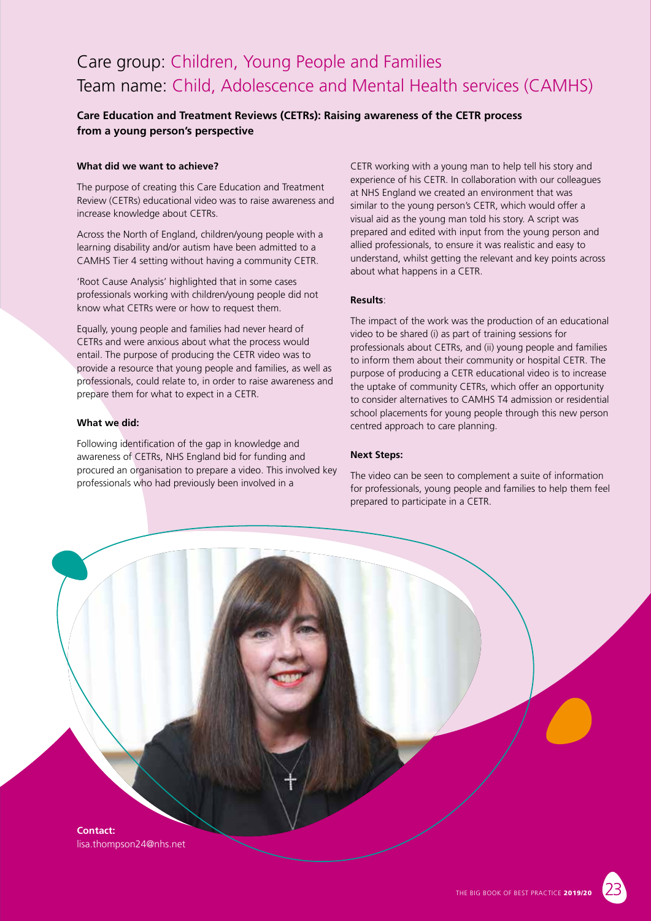# Care group: Children, Young People and Families
# Team name: Child, Adolescence and Mental Health services (CAMHS)

**Care Education and Treatment Reviews (CETRs): Raising awareness of the CETR process from a young person's perspective**

**What did we want to achieve?**

The purpose of creating this Care Education and Treatment Review (CETRs) educational video was to raise awareness and increase knowledge about CETRs.

Across the North of England, children/young people with a learning disability and/or autism have been admitted to a CAMHS Tier 4 setting without having a community CETR.

'Root Cause Analysis' highlighted that in some cases professionals working with children/young people did not know what CETRs were or how to request them.

Equally, young people and families had never heard of CETRs and were anxious about what the process would entail. The purpose of producing the CETR video was to provide a resource that young people and families, as well as professionals, could relate to, in order to raise awareness and prepare them for what to expect in a CETR.

**What we did:**

Following identification of the gap in knowledge and awareness of CETRs, NHS England bid for funding and procured an organisation to prepare a video. This involved key professionals who had previously been involved in a CETR working with a young man to help tell his story and experience of his CETR. In collaboration with our colleagues at NHS England we created an environment that was similar to the young person's CETR, which would offer a visual aid as the young man told his story. A script was prepared and edited with input from the young person and allied professionals, to ensure it was realistic and easy to understand, whilst getting the relevant and key points across about what happens in a CETR.

**Results**:

The impact of the work was the production of an educational video to be shared (i) as part of training sessions for professionals about CETRs, and (ii) young people and families to inform them about their community or hospital CETR. The purpose of producing a CETR educational video is to increase the uptake of community CETRs, which offer an opportunity to consider alternatives to CAMHS T4 admission or residential school placements for young people through this new person centred approach to care planning.

**Next Steps:**

The video can be seen to complement a suite of information for professionals, young people and families to help them feel prepared to participate in a CETR.

**Contact:**
lisa.thompson24@nhs.net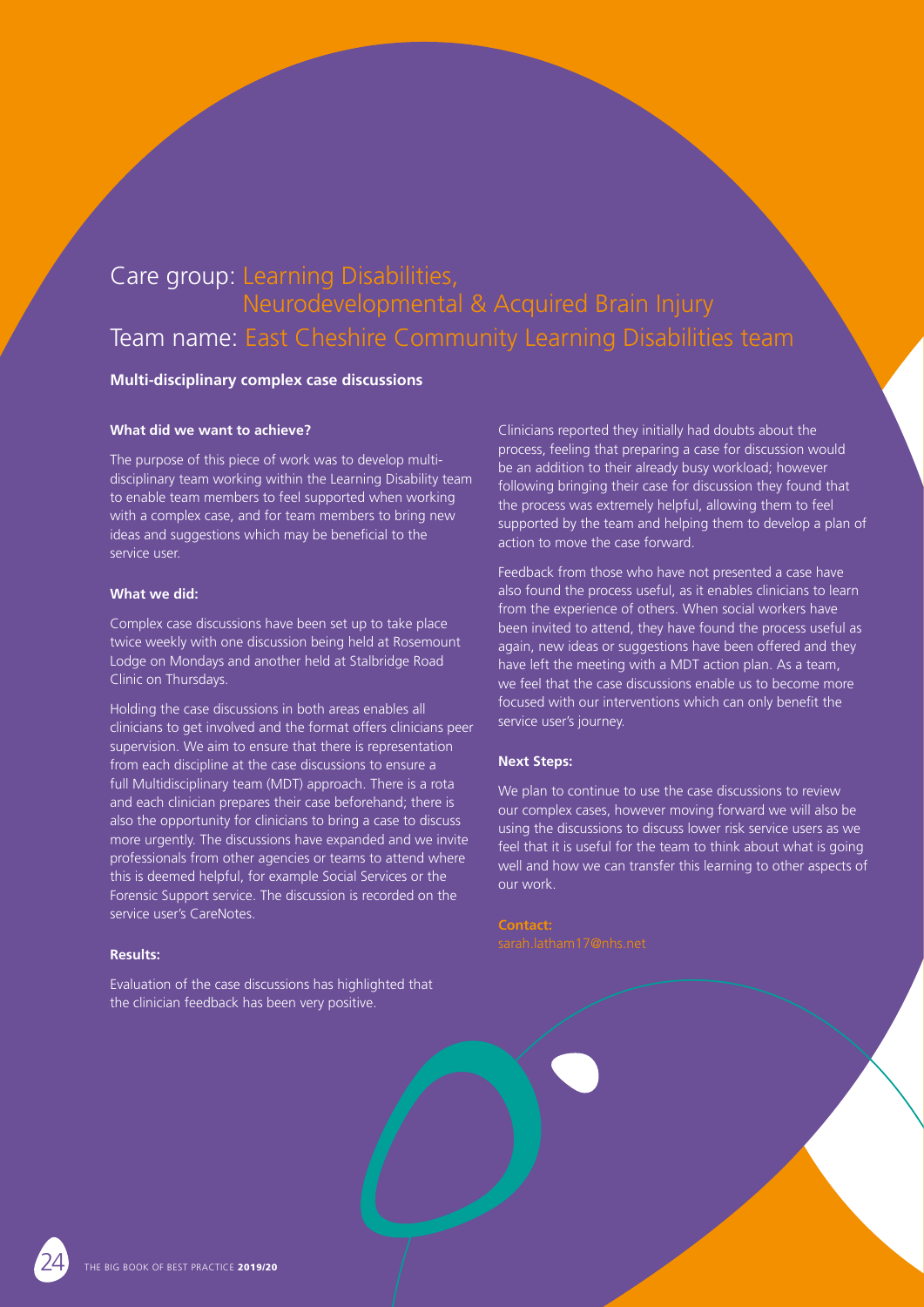## Care group: Learning Disabilities, Neurodevelopmental & Acquired Brain Injury

## Team name: East Cheshire Community Learning Disabilities team

**Multi-disciplinary complex case discussions**

**What did we want to achieve?**

The purpose of this piece of work was to develop multi-disciplinary team working within the Learning Disability team to enable team members to feel supported when working with a complex case, and for team members to bring new ideas and suggestions which may be beneficial to the service user.

**What we did:**

Complex case discussions have been set up to take place twice weekly with one discussion being held at Rosemount Lodge on Mondays and another held at Stalbridge Road Clinic on Thursdays.

Holding the case discussions in both areas enables all clinicians to get involved and the format offers clinicians peer supervision. We aim to ensure that there is representation from each discipline at the case discussions to ensure a full Multidisciplinary team (MDT) approach. There is a rota and each clinician prepares their case beforehand; there is also the opportunity for clinicians to bring a case to discuss more urgently. The discussions have expanded and we invite professionals from other agencies or teams to attend where this is deemed helpful, for example Social Services or the Forensic Support service. The discussion is recorded on the service user's CareNotes.

**Results:**

Evaluation of the case discussions has highlighted that the clinician feedback has been very positive.

Clinicians reported they initially had doubts about the process, feeling that preparing a case for discussion would be an addition to their already busy workload; however following bringing their case for discussion they found that the process was extremely helpful, allowing them to feel supported by the team and helping them to develop a plan of action to move the case forward.

Feedback from those who have not presented a case have also found the process useful, as it enables clinicians to learn from the experience of others. When social workers have been invited to attend, they have found the process useful as again, new ideas or suggestions have been offered and they have left the meeting with a MDT action plan. As a team, we feel that the case discussions enable us to become more focused with our interventions which can only benefit the service user's journey.

**Next Steps:**

We plan to continue to use the case discussions to review our complex cases, however moving forward we will also be using the discussions to discuss lower risk service users as we feel that it is useful for the team to think about what is going well and how we can transfer this learning to other aspects of our work.

**Contact:**
sarah.latham17@nhs.net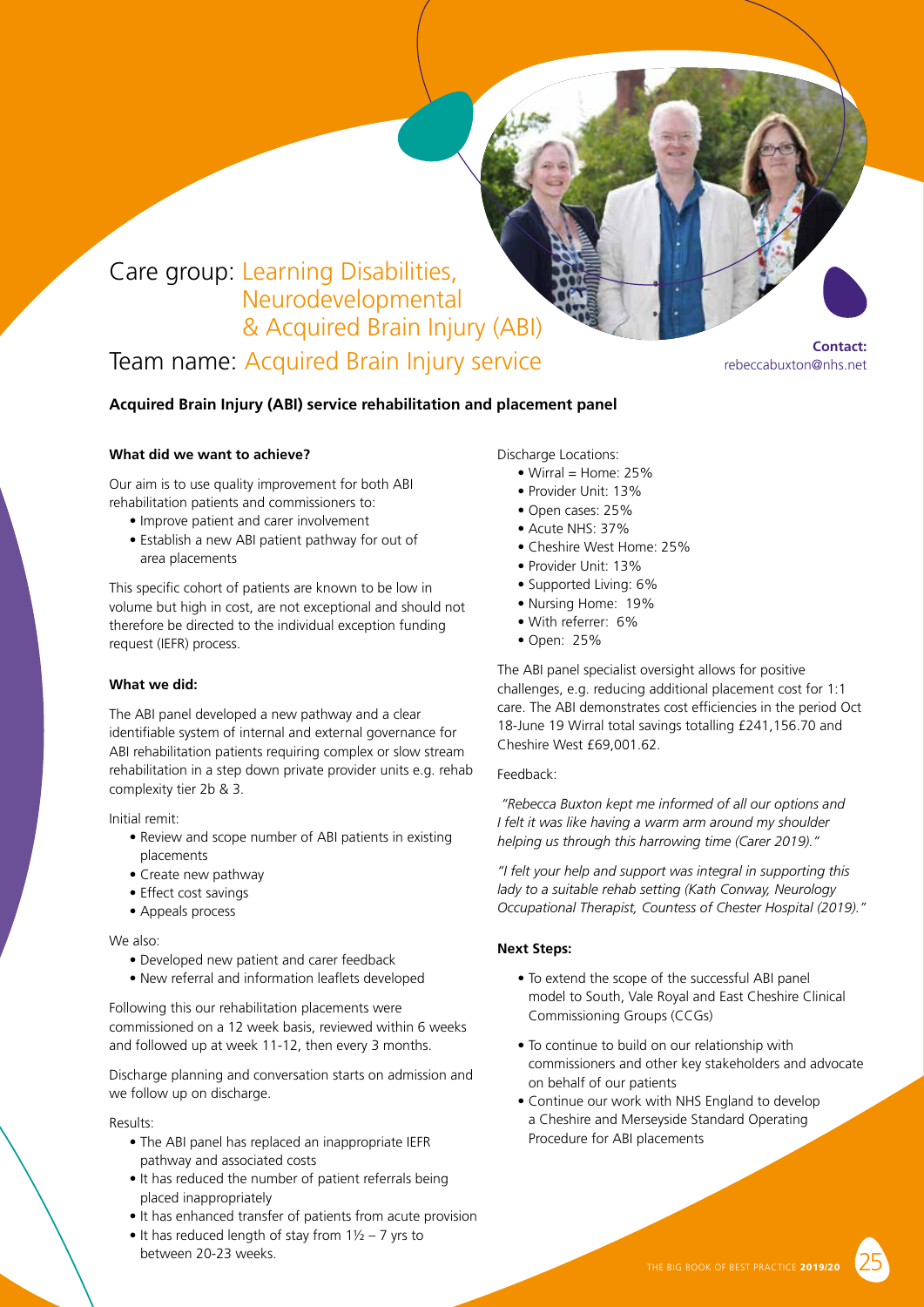# Care group: Learning Disabilities, Neurodevelopmental & Acquired Brain Injury (ABI)

# Team name: Acquired Brain Injury service

**Contact:**
rebeccabuxton@nhs.net

## Acquired Brain Injury (ABI) service rehabilitation and placement panel

### What did we want to achieve?

Our aim is to use quality improvement for both ABI rehabilitation patients and commissioners to:

- Improve patient and carer involvement
- Establish a new ABI patient pathway for out of area placements

This specific cohort of patients are known to be low in volume but high in cost, are not exceptional and should not therefore be directed to the individual exception funding request (IEFR) process.

### What we did:

The ABI panel developed a new pathway and a clear identifiable system of internal and external governance for ABI rehabilitation patients requiring complex or slow stream rehabilitation in a step down private provider units e.g. rehab complexity tier 2b & 3.

Initial remit:

- Review and scope number of ABI patients in existing placements
- Create new pathway
- Effect cost savings
- Appeals process

We also:

- Developed new patient and carer feedback
- New referral and information leaflets developed

Following this our rehabilitation placements were commissioned on a 12 week basis, reviewed within 6 weeks and followed up at week 11-12, then every 3 months.

Discharge planning and conversation starts on admission and we follow up on discharge.

Results:

- The ABI panel has replaced an inappropriate IEFR pathway and associated costs
- It has reduced the number of patient referrals being placed inappropriately
- It has enhanced transfer of patients from acute provision
- It has reduced length of stay from 1½ – 7 yrs to between 20-23 weeks.

Discharge Locations:

- Wirral = Home: 25%
- Provider Unit: 13%
- Open cases: 25%
- Acute NHS: 37%
- Cheshire West Home: 25%
- Provider Unit: 13%
- Supported Living: 6%
- Nursing Home: 19%
- With referrer: 6%
- Open: 25%

The ABI panel specialist oversight allows for positive challenges, e.g. reducing additional placement cost for 1:1 care. The ABI demonstrates cost efficiencies in the period Oct 18-June 19 Wirral total savings totalling £241,156.70 and Cheshire West £69,001.62.

Feedback:

*"Rebecca Buxton kept me informed of all our options and I felt it was like having a warm arm around my shoulder helping us through this harrowing time (Carer 2019)."*

*"I felt your help and support was integral in supporting this lady to a suitable rehab setting (Kath Conway, Neurology Occupational Therapist, Countess of Chester Hospital (2019)."*

### Next Steps:

- To extend the scope of the successful ABI panel model to South, Vale Royal and East Cheshire Clinical Commissioning Groups (CCGs)
- To continue to build on our relationship with commissioners and other key stakeholders and advocate on behalf of our patients
- Continue our work with NHS England to develop a Cheshire and Merseyside Standard Operating Procedure for ABI placements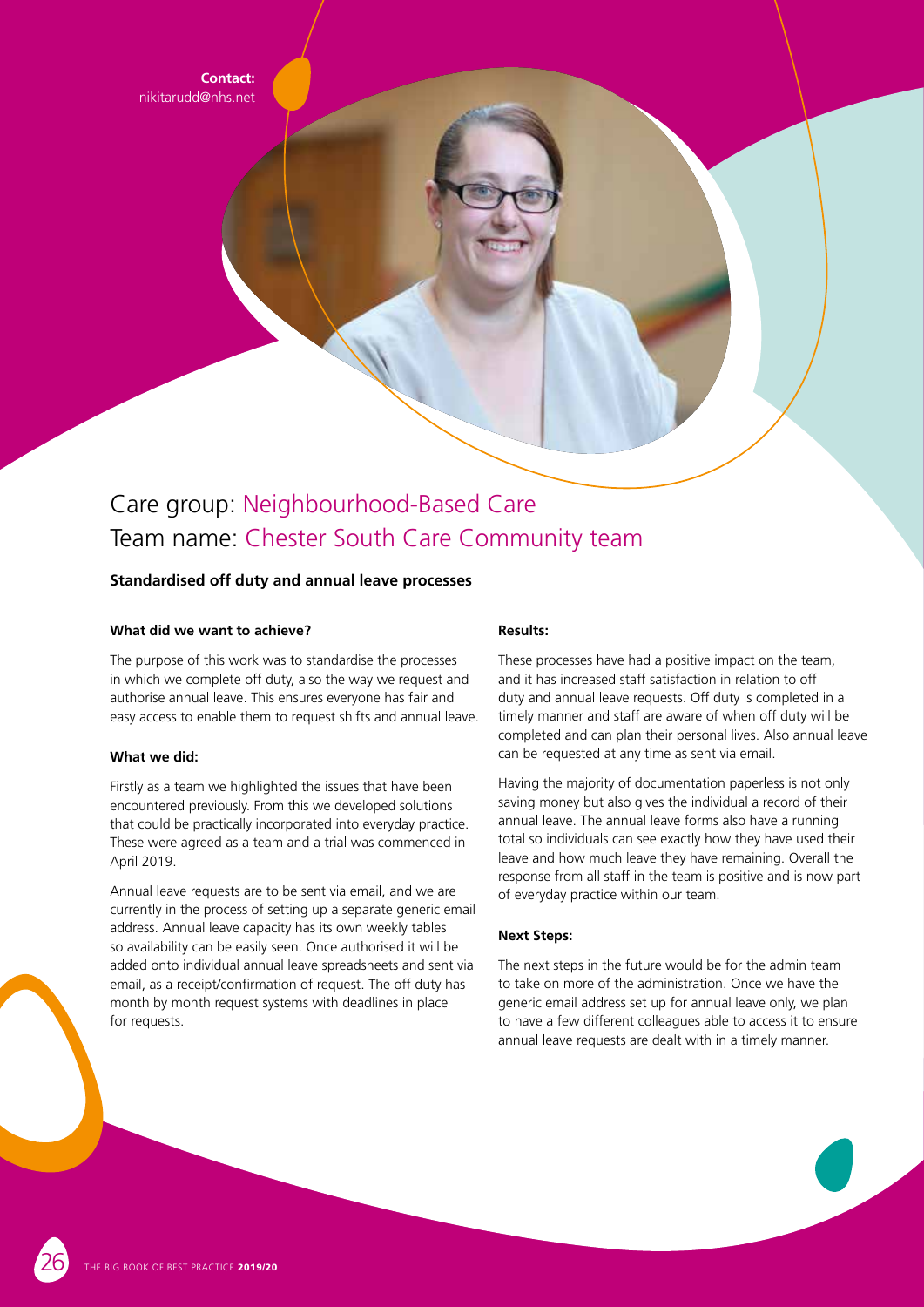**Contact:**
nikitarudd@nhs.net

# Care group: Neighbourhood-Based Care
# Team name: Chester South Care Community team

## Standardised off duty and annual leave processes

### What did we want to achieve?

The purpose of this work was to standardise the processes in which we complete off duty, also the way we request and authorise annual leave. This ensures everyone has fair and easy access to enable them to request shifts and annual leave.

### What we did:

Firstly as a team we highlighted the issues that have been encountered previously. From this we developed solutions that could be practically incorporated into everyday practice. These were agreed as a team and a trial was commenced in April 2019.

Annual leave requests are to be sent via email, and we are currently in the process of setting up a separate generic email address. Annual leave capacity has its own weekly tables so availability can be easily seen. Once authorised it will be added onto individual annual leave spreadsheets and sent via email, as a receipt/confirmation of request. The off duty has month by month request systems with deadlines in place for requests.

### Results:

These processes have had a positive impact on the team, and it has increased staff satisfaction in relation to off duty and annual leave requests. Off duty is completed in a timely manner and staff are aware of when off duty will be completed and can plan their personal lives. Also annual leave can be requested at any time as sent via email.

Having the majority of documentation paperless is not only saving money but also gives the individual a record of their annual leave. The annual leave forms also have a running total so individuals can see exactly how they have used their leave and how much leave they have remaining. Overall the response from all staff in the team is positive and is now part of everyday practice within our team.

### Next Steps:

The next steps in the future would be for the admin team to take on more of the administration. Once we have the generic email address set up for annual leave only, we plan to have a few different colleagues able to access it to ensure annual leave requests are dealt with in a timely manner.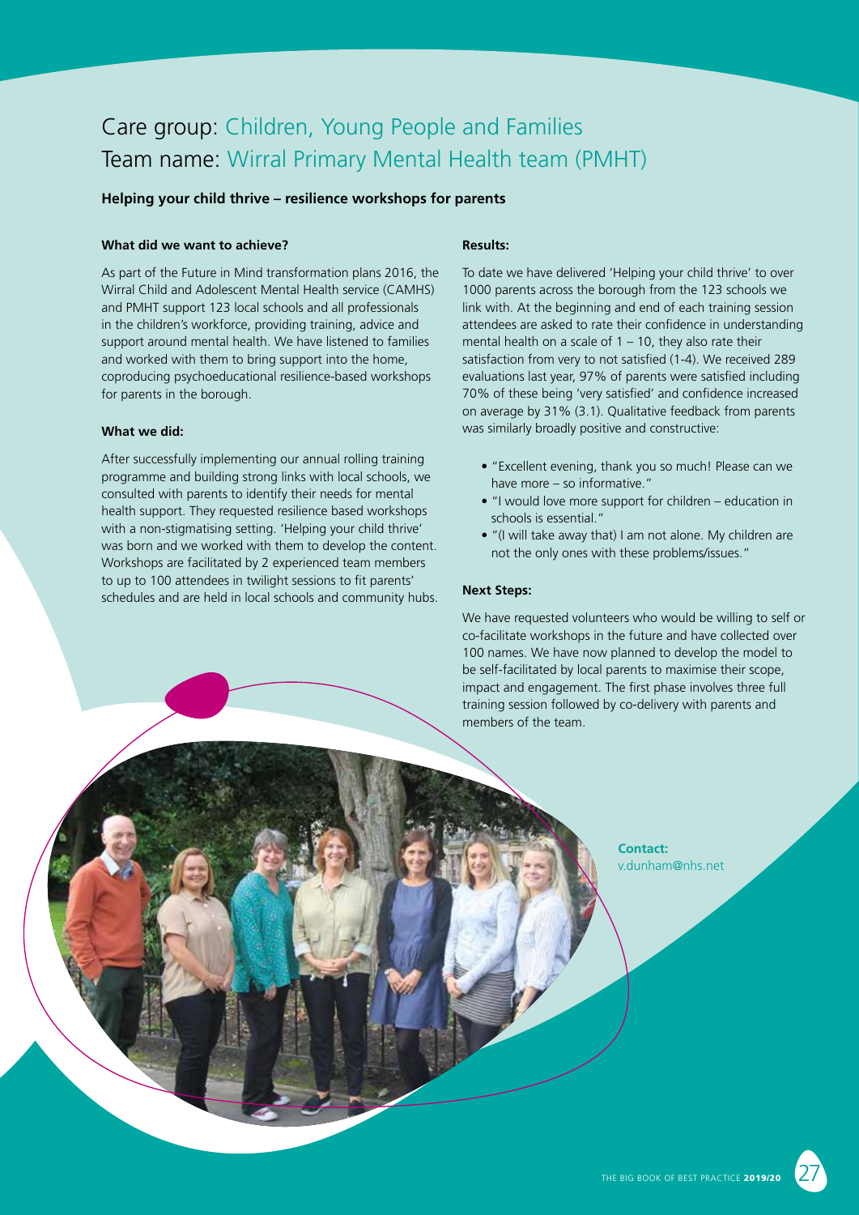# Care group: Children, Young People and Families
# Team name: Wirral Primary Mental Health team (PMHT)

**Helping your child thrive – resilience workshops for parents**

**What did we want to achieve?**

As part of the Future in Mind transformation plans 2016, the Wirral Child and Adolescent Mental Health service (CAMHS) and PMHT support 123 local schools and all professionals in the children's workforce, providing training, advice and support around mental health. We have listened to families and worked with them to bring support into the home, coproducing psychoeducational resilience-based workshops for parents in the borough.

**What we did:**

After successfully implementing our annual rolling training programme and building strong links with local schools, we consulted with parents to identify their needs for mental health support. They requested resilience based workshops with a non-stigmatising setting. 'Helping your child thrive' was born and we worked with them to develop the content. Workshops are facilitated by 2 experienced team members to up to 100 attendees in twilight sessions to fit parents' schedules and are held in local schools and community hubs.

**Results:**

To date we have delivered 'Helping your child thrive' to over 1000 parents across the borough from the 123 schools we link with. At the beginning and end of each training session attendees are asked to rate their confidence in understanding mental health on a scale of 1 – 10, they also rate their satisfaction from very to not satisfied (1-4). We received 289 evaluations last year, 97% of parents were satisfied including 70% of these being 'very satisfied' and confidence increased on average by 31% (3.1). Qualitative feedback from parents was similarly broadly positive and constructive:

- "Excellent evening, thank you so much! Please can we have more – so informative."
- "I would love more support for children – education in schools is essential."
- "(I will take away that) I am not alone. My children are not the only ones with these problems/issues."

**Next Steps:**

We have requested volunteers who would be willing to self or co-facilitate workshops in the future and have collected over 100 names. We have now planned to develop the model to be self-facilitated by local parents to maximise their scope, impact and engagement. The first phase involves three full training session followed by co-delivery with parents and members of the team.

**Contact:**
v.dunham@nhs.net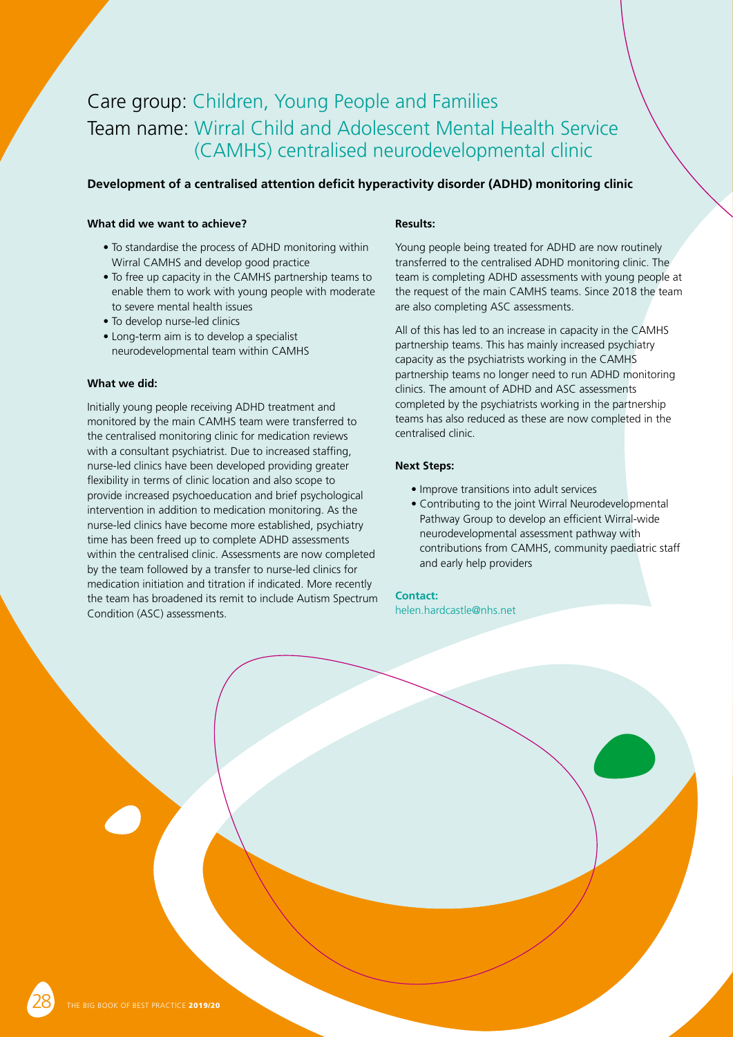# Care group: Children, Young People and Families

# Team name: Wirral Child and Adolescent Mental Health Service (CAMHS) centralised neurodevelopmental clinic

**Development of a centralised attention deficit hyperactivity disorder (ADHD) monitoring clinic**

**What did we want to achieve?**

- To standardise the process of ADHD monitoring within Wirral CAMHS and develop good practice
- To free up capacity in the CAMHS partnership teams to enable them to work with young people with moderate to severe mental health issues
- To develop nurse-led clinics
- Long-term aim is to develop a specialist neurodevelopmental team within CAMHS

**What we did:**

Initially young people receiving ADHD treatment and monitored by the main CAMHS team were transferred to the centralised monitoring clinic for medication reviews with a consultant psychiatrist. Due to increased staffing, nurse-led clinics have been developed providing greater flexibility in terms of clinic location and also scope to provide increased psychoeducation and brief psychological intervention in addition to medication monitoring. As the nurse-led clinics have become more established, psychiatry time has been freed up to complete ADHD assessments within the centralised clinic. Assessments are now completed by the team followed by a transfer to nurse-led clinics for medication initiation and titration if indicated. More recently the team has broadened its remit to include Autism Spectrum Condition (ASC) assessments.

**Results:**

Young people being treated for ADHD are now routinely transferred to the centralised ADHD monitoring clinic. The team is completing ADHD assessments with young people at the request of the main CAMHS teams. Since 2018 the team are also completing ASC assessments.

All of this has led to an increase in capacity in the CAMHS partnership teams. This has mainly increased psychiatry capacity as the psychiatrists working in the CAMHS partnership teams no longer need to run ADHD monitoring clinics. The amount of ADHD and ASC assessments completed by the psychiatrists working in the partnership teams has also reduced as these are now completed in the centralised clinic.

**Next Steps:**

- Improve transitions into adult services
- Contributing to the joint Wirral Neurodevelopmental Pathway Group to develop an efficient Wirral-wide neurodevelopmental assessment pathway with contributions from CAMHS, community paediatric staff and early help providers

**Contact:**

helen.hardcastle@nhs.net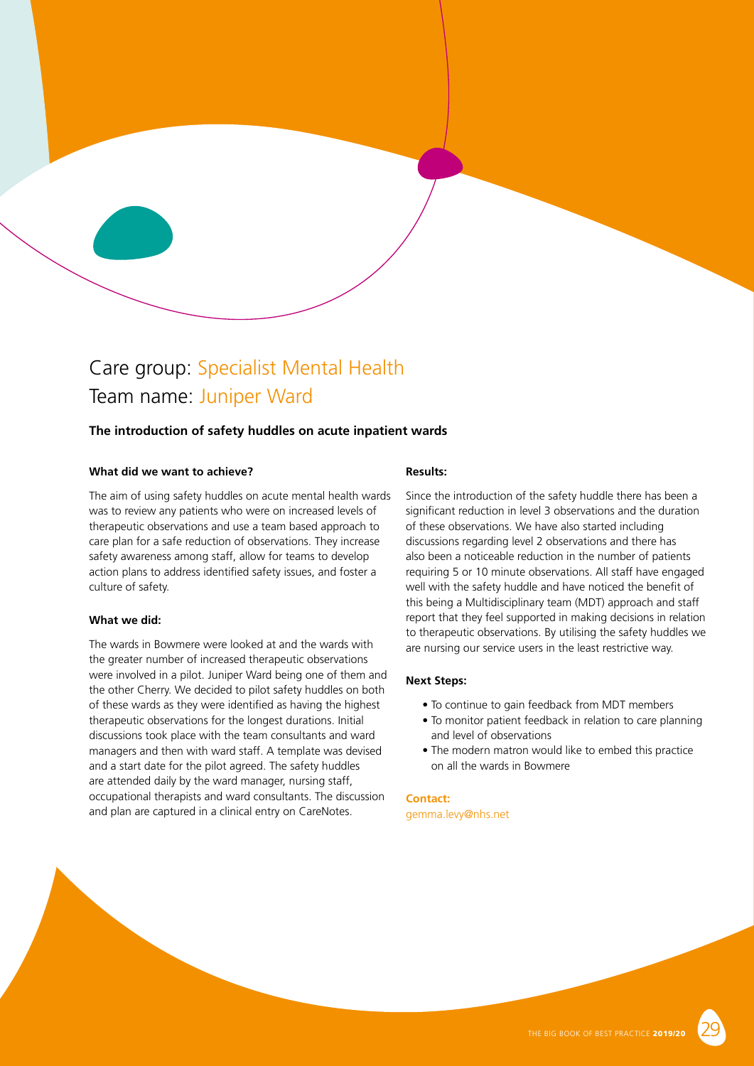## Care group: Specialist Mental Health
## Team name: Juniper Ward

### The introduction of safety huddles on acute inpatient wards

**What did we want to achieve?**

The aim of using safety huddles on acute mental health wards was to review any patients who were on increased levels of therapeutic observations and use a team based approach to care plan for a safe reduction of observations. They increase safety awareness among staff, allow for teams to develop action plans to address identified safety issues, and foster a culture of safety.

**What we did:**

The wards in Bowmere were looked at and the wards with the greater number of increased therapeutic observations were involved in a pilot. Juniper Ward being one of them and the other Cherry. We decided to pilot safety huddles on both of these wards as they were identified as having the highest therapeutic observations for the longest durations. Initial discussions took place with the team consultants and ward managers and then with ward staff. A template was devised and a start date for the pilot agreed. The safety huddles are attended daily by the ward manager, nursing staff, occupational therapists and ward consultants. The discussion and plan are captured in a clinical entry on CareNotes.

**Results:**

Since the introduction of the safety huddle there has been a significant reduction in level 3 observations and the duration of these observations. We have also started including discussions regarding level 2 observations and there has also been a noticeable reduction in the number of patients requiring 5 or 10 minute observations. All staff have engaged well with the safety huddle and have noticed the benefit of this being a Multidisciplinary team (MDT) approach and staff report that they feel supported in making decisions in relation to therapeutic observations. By utilising the safety huddles we are nursing our service users in the least restrictive way.

**Next Steps:**

- To continue to gain feedback from MDT members
- To monitor patient feedback in relation to care planning and level of observations
- The modern matron would like to embed this practice on all the wards in Bowmere

**Contact:**
gemma.levy@nhs.net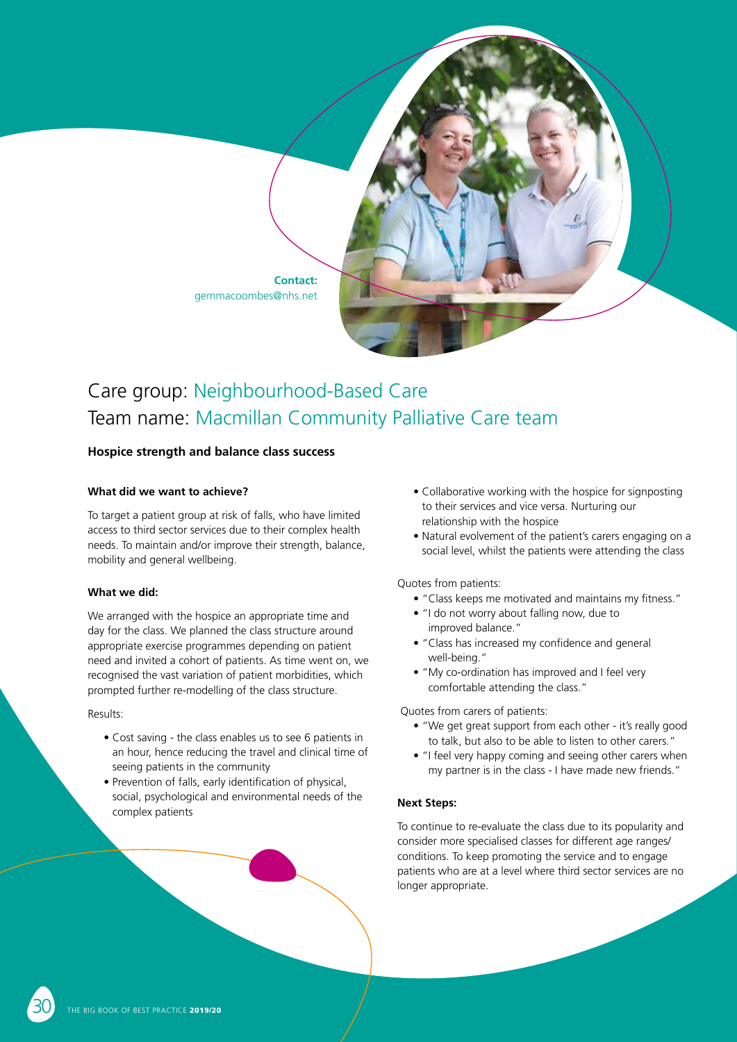**Contact:**
gemmacoombes@nhs.net

## Care group: Neighbourhood-Based Care
## Team name: Macmillan Community Palliative Care team

**Hospice strength and balance class success**

**What did we want to achieve?**

To target a patient group at risk of falls, who have limited access to third sector services due to their complex health needs. To maintain and/or improve their strength, balance, mobility and general wellbeing.

**What we did:**

We arranged with the hospice an appropriate time and day for the class. We planned the class structure around appropriate exercise programmes depending on patient need and invited a cohort of patients. As time went on, we recognised the vast variation of patient morbidities, which prompted further re-modelling of the class structure.

Results:

- Cost saving - the class enables us to see 6 patients in an hour, hence reducing the travel and clinical time of seeing patients in the community
- Prevention of falls, early identification of physical, social, psychological and environmental needs of the complex patients
- Collaborative working with the hospice for signposting to their services and vice versa. Nurturing our relationship with the hospice
- Natural evolvement of the patient's carers engaging on a social level, whilst the patients were attending the class

Quotes from patients:

- "Class keeps me motivated and maintains my fitness."
- "I do not worry about falling now, due to improved balance."
- "Class has increased my confidence and general well-being."
- "My co-ordination has improved and I feel very comfortable attending the class."

Quotes from carers of patients:

- "We get great support from each other - it's really good to talk, but also to be able to listen to other carers."
- "I feel very happy coming and seeing other carers when my partner is in the class - I have made new friends."

**Next Steps:**

To continue to re-evaluate the class due to its popularity and consider more specialised classes for different age ranges/ conditions. To keep promoting the service and to engage patients who are at a level where third sector services are no longer appropriate.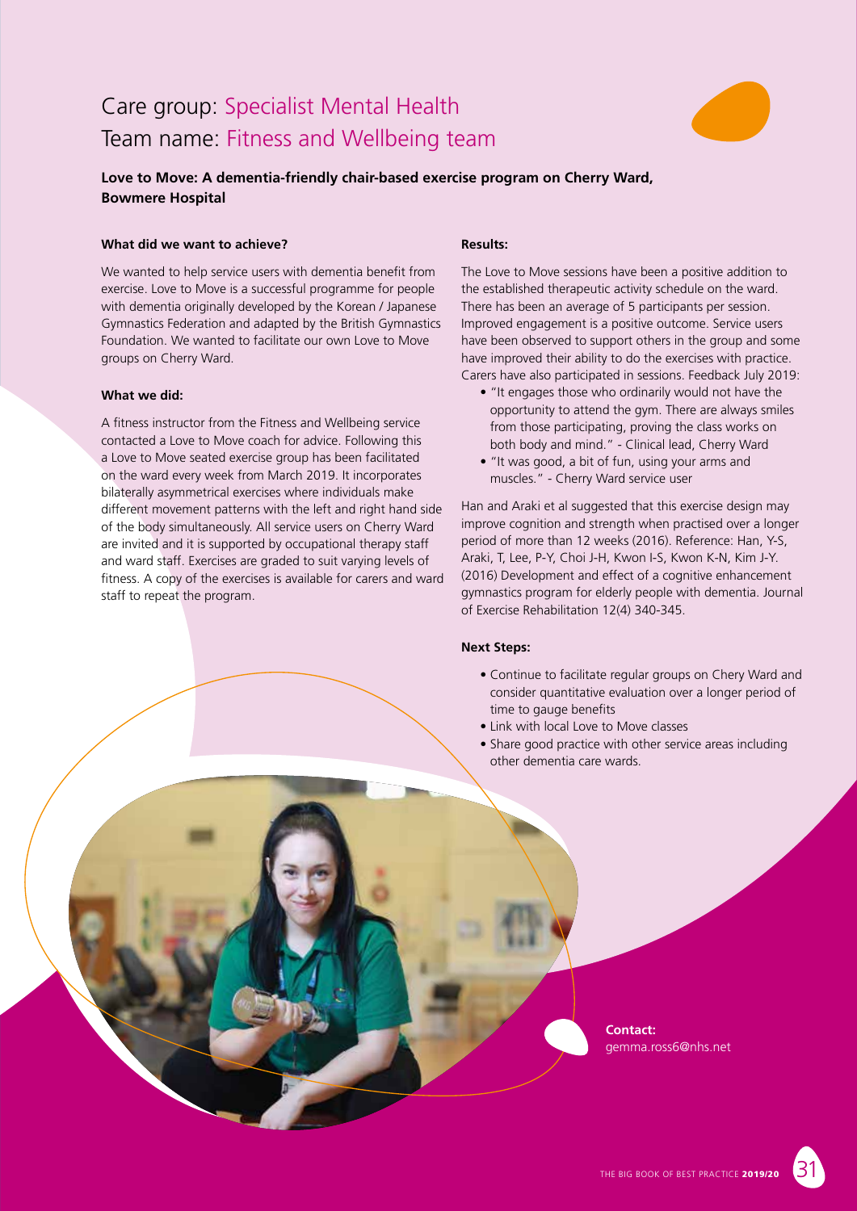# Care group: Specialist Mental Health
# Team name: Fitness and Wellbeing team

**Love to Move: A dementia-friendly chair-based exercise program on Cherry Ward, Bowmere Hospital**

**What did we want to achieve?**

We wanted to help service users with dementia benefit from exercise. Love to Move is a successful programme for people with dementia originally developed by the Korean / Japanese Gymnastics Federation and adapted by the British Gymnastics Foundation. We wanted to facilitate our own Love to Move groups on Cherry Ward.

**What we did:**

A fitness instructor from the Fitness and Wellbeing service contacted a Love to Move coach for advice. Following this a Love to Move seated exercise group has been facilitated on the ward every week from March 2019. It incorporates bilaterally asymmetrical exercises where individuals make different movement patterns with the left and right hand side of the body simultaneously. All service users on Cherry Ward are invited and it is supported by occupational therapy staff and ward staff. Exercises are graded to suit varying levels of fitness. A copy of the exercises is available for carers and ward staff to repeat the program.

**Results:**

The Love to Move sessions have been a positive addition to the established therapeutic activity schedule on the ward. There has been an average of 5 participants per session. Improved engagement is a positive outcome. Service users have been observed to support others in the group and some have improved their ability to do the exercises with practice. Carers have also participated in sessions. Feedback July 2019:

- "It engages those who ordinarily would not have the opportunity to attend the gym. There are always smiles from those participating, proving the class works on both body and mind." - Clinical lead, Cherry Ward
- "It was good, a bit of fun, using your arms and muscles." - Cherry Ward service user

Han and Araki et al suggested that this exercise design may improve cognition and strength when practised over a longer period of more than 12 weeks (2016). Reference: Han, Y-S, Araki, T, Lee, P-Y, Choi J-H, Kwon I-S, Kwon K-N, Kim J-Y. (2016) Development and effect of a cognitive enhancement gymnastics program for elderly people with dementia. Journal of Exercise Rehabilitation 12(4) 340-345.

**Next Steps:**

- Continue to facilitate regular groups on Chery Ward and consider quantitative evaluation over a longer period of time to gauge benefits
- Link with local Love to Move classes
- Share good practice with other service areas including other dementia care wards.

**Contact:**
gemma.ross6@nhs.net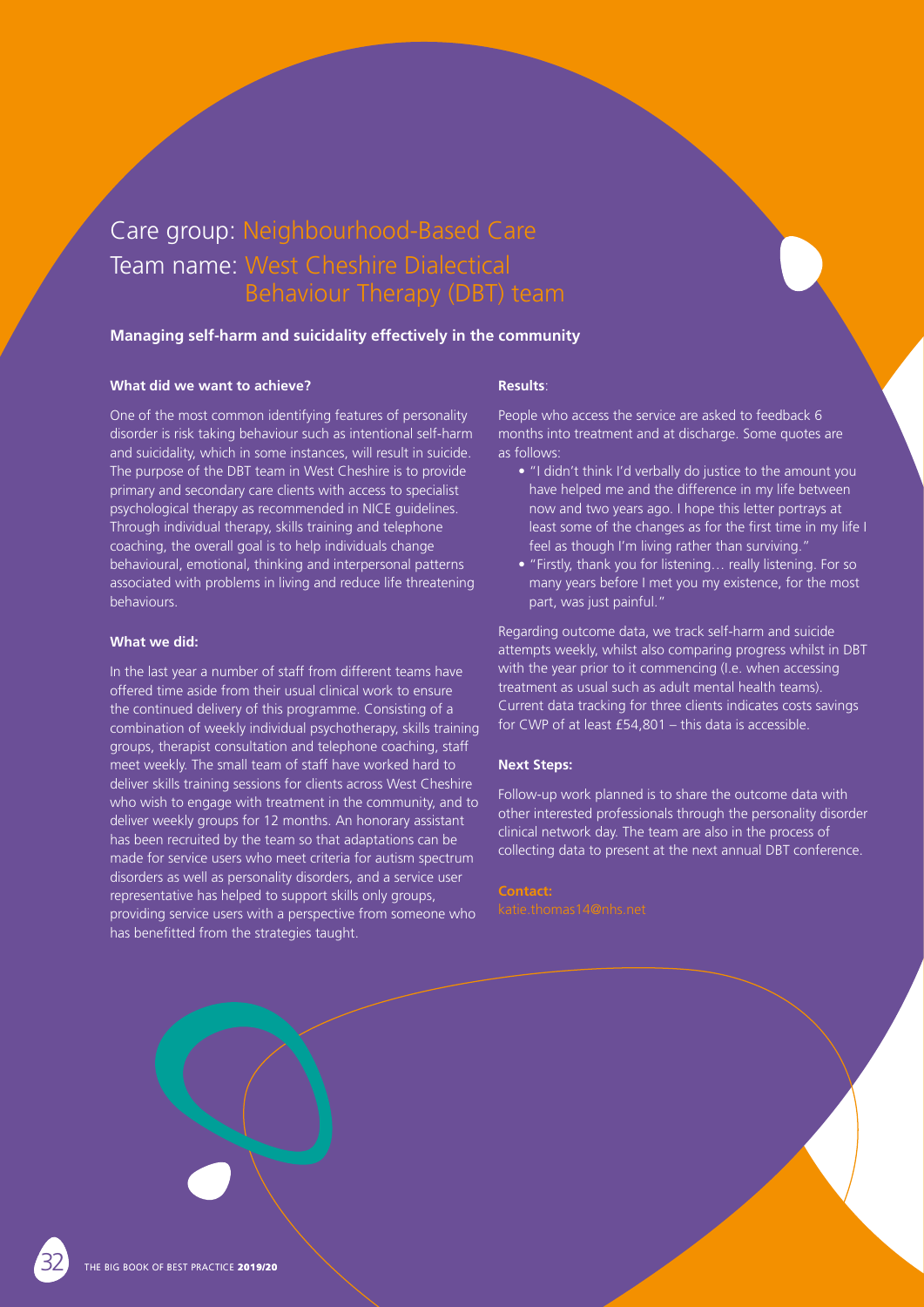# Care group: Neighbourhood-Based Care
# Team name: West Cheshire Dialectical Behaviour Therapy (DBT) team

**Managing self-harm and suicidality effectively in the community**

**What did we want to achieve?**

One of the most common identifying features of personality disorder is risk taking behaviour such as intentional self-harm and suicidality, which in some instances, will result in suicide. The purpose of the DBT team in West Cheshire is to provide primary and secondary care clients with access to specialist psychological therapy as recommended in NICE guidelines. Through individual therapy, skills training and telephone coaching, the overall goal is to help individuals change behavioural, emotional, thinking and interpersonal patterns associated with problems in living and reduce life threatening behaviours.

**What we did:**

In the last year a number of staff from different teams have offered time aside from their usual clinical work to ensure the continued delivery of this programme. Consisting of a combination of weekly individual psychotherapy, skills training groups, therapist consultation and telephone coaching, staff meet weekly. The small team of staff have worked hard to deliver skills training sessions for clients across West Cheshire who wish to engage with treatment in the community, and to deliver weekly groups for 12 months. An honorary assistant has been recruited by the team so that adaptations can be made for service users who meet criteria for autism spectrum disorders as well as personality disorders, and a service user representative has helped to support skills only groups, providing service users with a perspective from someone who has benefitted from the strategies taught.

**Results**:

People who access the service are asked to feedback 6 months into treatment and at discharge. Some quotes are as follows:

- "I didn't think I'd verbally do justice to the amount you have helped me and the difference in my life between now and two years ago. I hope this letter portrays at least some of the changes as for the first time in my life I feel as though I'm living rather than surviving."
- "Firstly, thank you for listening… really listening. For so many years before I met you my existence, for the most part, was just painful."

Regarding outcome data, we track self-harm and suicide attempts weekly, whilst also comparing progress whilst in DBT with the year prior to it commencing (I.e. when accessing treatment as usual such as adult mental health teams). Current data tracking for three clients indicates costs savings for CWP of at least £54,801 – this data is accessible.

**Next Steps:**

Follow-up work planned is to share the outcome data with other interested professionals through the personality disorder clinical network day. The team are also in the process of collecting data to present at the next annual DBT conference.

**Contact:**
katie.thomas14@nhs.net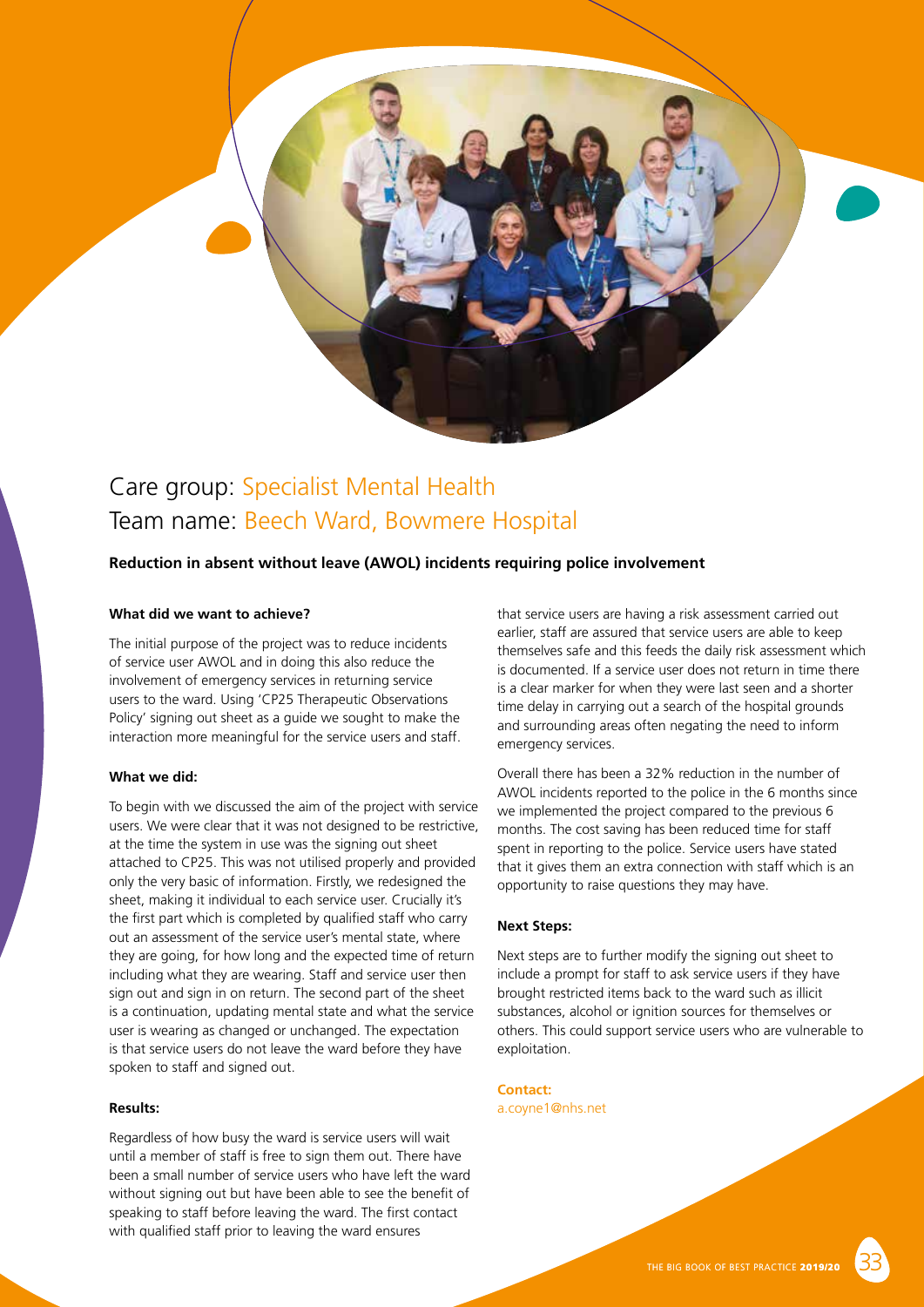## Care group: Specialist Mental Health
## Team name: Beech Ward, Bowmere Hospital

**Reduction in absent without leave (AWOL) incidents requiring police involvement**

**What did we want to achieve?**

The initial purpose of the project was to reduce incidents of service user AWOL and in doing this also reduce the involvement of emergency services in returning service users to the ward. Using 'CP25 Therapeutic Observations Policy' signing out sheet as a guide we sought to make the interaction more meaningful for the service users and staff.

**What we did:**

To begin with we discussed the aim of the project with service users. We were clear that it was not designed to be restrictive, at the time the system in use was the signing out sheet attached to CP25. This was not utilised properly and provided only the very basic of information. Firstly, we redesigned the sheet, making it individual to each service user. Crucially it's the first part which is completed by qualified staff who carry out an assessment of the service user's mental state, where they are going, for how long and the expected time of return including what they are wearing. Staff and service user then sign out and sign in on return. The second part of the sheet is a continuation, updating mental state and what the service user is wearing as changed or unchanged. The expectation is that service users do not leave the ward before they have spoken to staff and signed out.

**Results:**

Regardless of how busy the ward is service users will wait until a member of staff is free to sign them out. There have been a small number of service users who have left the ward without signing out but have been able to see the benefit of speaking to staff before leaving the ward. The first contact with qualified staff prior to leaving the ward ensures that service users are having a risk assessment carried out earlier, staff are assured that service users are able to keep themselves safe and this feeds the daily risk assessment which is documented. If a service user does not return in time there is a clear marker for when they were last seen and a shorter time delay in carrying out a search of the hospital grounds and surrounding areas often negating the need to inform emergency services.

Overall there has been a 32% reduction in the number of AWOL incidents reported to the police in the 6 months since we implemented the project compared to the previous 6 months. The cost saving has been reduced time for staff spent in reporting to the police. Service users have stated that it gives them an extra connection with staff which is an opportunity to raise questions they may have.

**Next Steps:**

Next steps are to further modify the signing out sheet to include a prompt for staff to ask service users if they have brought restricted items back to the ward such as illicit substances, alcohol or ignition sources for themselves or others. This could support service users who are vulnerable to exploitation.

**Contact:**
a.coyne1@nhs.net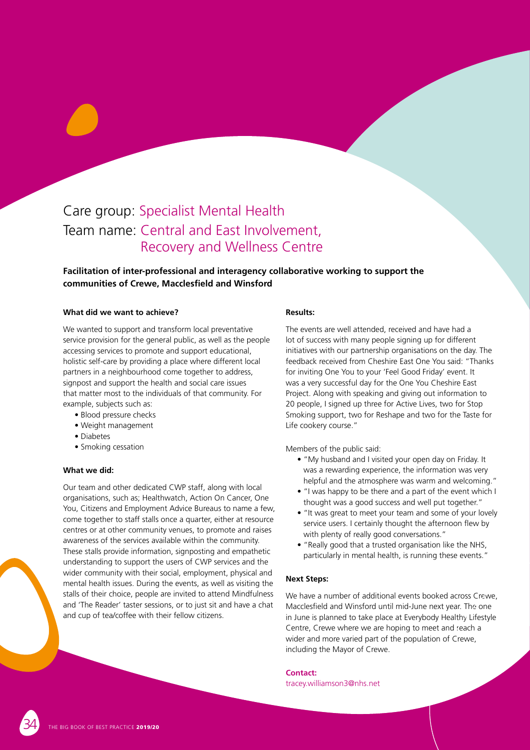# Care group: Specialist Mental Health
# Team name: Central and East Involvement, Recovery and Wellness Centre

**Facilitation of inter-professional and interagency collaborative working to support the communities of Crewe, Macclesfield and Winsford**

**What did we want to achieve?**

We wanted to support and transform local preventative service provision for the general public, as well as the people accessing services to promote and support educational, holistic self-care by providing a place where different local partners in a neighbourhood come together to address, signpost and support the health and social care issues that matter most to the individuals of that community. For example, subjects such as:

- Blood pressure checks
- Weight management
- Diabetes
- Smoking cessation

**What we did:**

Our team and other dedicated CWP staff, along with local organisations, such as; Healthwatch, Action On Cancer, One You, Citizens and Employment Advice Bureaus to name a few, come together to staff stalls once a quarter, either at resource centres or at other community venues, to promote and raises awareness of the services available within the community. These stalls provide information, signposting and empathetic understanding to support the users of CWP services and the wider community with their social, employment, physical and mental health issues. During the events, as well as visiting the stalls of their choice, people are invited to attend Mindfulness and 'The Reader' taster sessions, or to just sit and have a chat and cup of tea/coffee with their fellow citizens.

**Results:**

The events are well attended, received and have had a lot of success with many people signing up for different initiatives with our partnership organisations on the day. The feedback received from Cheshire East One You said: "Thanks for inviting One You to your 'Feel Good Friday' event. It was a very successful day for the One You Cheshire East Project. Along with speaking and giving out information to 20 people, I signed up three for Active Lives, two for Stop Smoking support, two for Reshape and two for the Taste for Life cookery course."

Members of the public said:

- "My husband and I visited your open day on Friday. It was a rewarding experience, the information was very helpful and the atmosphere was warm and welcoming."
- "I was happy to be there and a part of the event which I thought was a good success and well put together."
- "It was great to meet your team and some of your lovely service users. I certainly thought the afternoon flew by with plenty of really good conversations."
- "Really good that a trusted organisation like the NHS, particularly in mental health, is running these events."

**Next Steps:**

We have a number of additional events booked across Crewe, Macclesfield and Winsford until mid-June next year. The one in June is planned to take place at Everybody Healthy Lifestyle Centre, Crewe where we are hoping to meet and reach a wider and more varied part of the population of Crewe, including the Mayor of Crewe.

**Contact:**
tracey.williamson3@nhs.net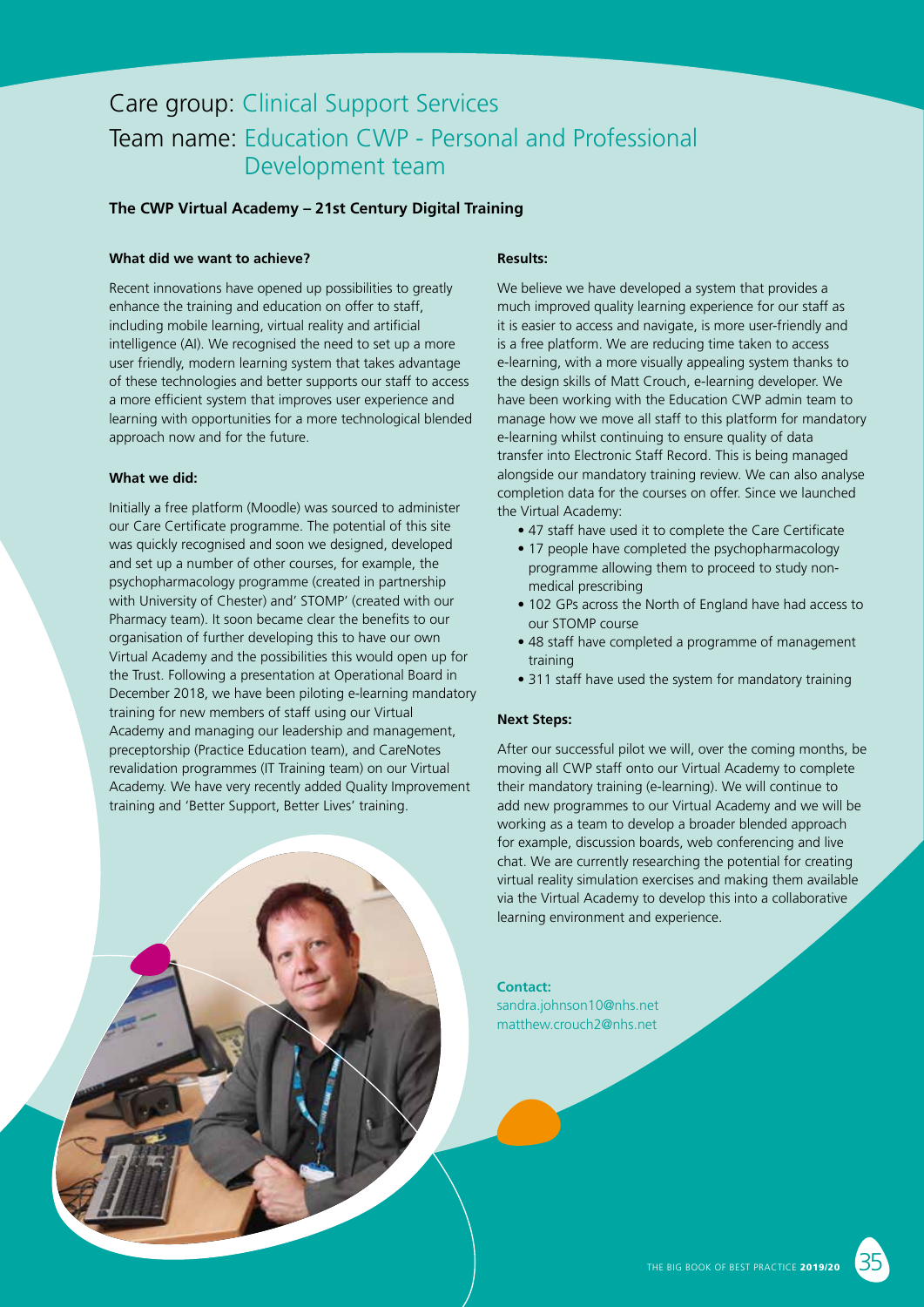# Care group: Clinical Support Services

# Team name: Education CWP - Personal and Professional Development team

**The CWP Virtual Academy – 21st Century Digital Training**

**What did we want to achieve?**

Recent innovations have opened up possibilities to greatly enhance the training and education on offer to staff, including mobile learning, virtual reality and artificial intelligence (AI). We recognised the need to set up a more user friendly, modern learning system that takes advantage of these technologies and better supports our staff to access a more efficient system that improves user experience and learning with opportunities for a more technological blended approach now and for the future.

**What we did:**

Initially a free platform (Moodle) was sourced to administer our Care Certificate programme. The potential of this site was quickly recognised and soon we designed, developed and set up a number of other courses, for example, the psychopharmacology programme (created in partnership with University of Chester) and' STOMP' (created with our Pharmacy team). It soon became clear the benefits to our organisation of further developing this to have our own Virtual Academy and the possibilities this would open up for the Trust. Following a presentation at Operational Board in December 2018, we have been piloting e-learning mandatory training for new members of staff using our Virtual Academy and managing our leadership and management, preceptorship (Practice Education team), and CareNotes revalidation programmes (IT Training team) on our Virtual Academy. We have very recently added Quality Improvement training and 'Better Support, Better Lives' training.

**Results:**

We believe we have developed a system that provides a much improved quality learning experience for our staff as it is easier to access and navigate, is more user-friendly and is a free platform. We are reducing time taken to access e-learning, with a more visually appealing system thanks to the design skills of Matt Crouch, e-learning developer. We have been working with the Education CWP admin team to manage how we move all staff to this platform for mandatory e-learning whilst continuing to ensure quality of data transfer into Electronic Staff Record. This is being managed alongside our mandatory training review. We can also analyse completion data for the courses on offer. Since we launched the Virtual Academy:

- 47 staff have used it to complete the Care Certificate
- 17 people have completed the psychopharmacology programme allowing them to proceed to study non-medical prescribing
- 102 GPs across the North of England have had access to our STOMP course
- 48 staff have completed a programme of management training
- 311 staff have used the system for mandatory training

**Next Steps:**

After our successful pilot we will, over the coming months, be moving all CWP staff onto our Virtual Academy to complete their mandatory training (e-learning). We will continue to add new programmes to our Virtual Academy and we will be working as a team to develop a broader blended approach for example, discussion boards, web conferencing and live chat. We are currently researching the potential for creating virtual reality simulation exercises and making them available via the Virtual Academy to develop this into a collaborative learning environment and experience.

**Contact:**
sandra.johnson10@nhs.net
matthew.crouch2@nhs.net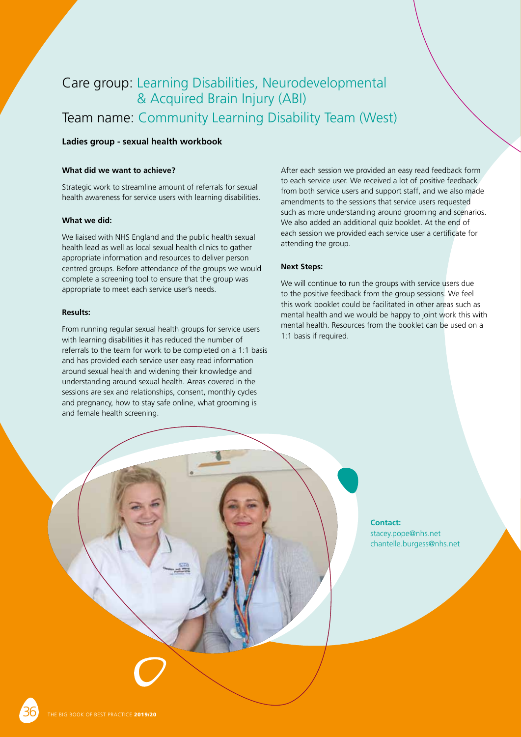# Care group: Learning Disabilities, Neurodevelopmental & Acquired Brain Injury (ABI)

# Team name: Community Learning Disability Team (West)

**Ladies group - sexual health workbook**

**What did we want to achieve?**

Strategic work to streamline amount of referrals for sexual health awareness for service users with learning disabilities.

**What we did:**

We liaised with NHS England and the public health sexual health lead as well as local sexual health clinics to gather appropriate information and resources to deliver person centred groups. Before attendance of the groups we would complete a screening tool to ensure that the group was appropriate to meet each service user's needs.

**Results:**

From running regular sexual health groups for service users with learning disabilities it has reduced the number of referrals to the team for work to be completed on a 1:1 basis and has provided each service user easy read information around sexual health and widening their knowledge and understanding around sexual health. Areas covered in the sessions are sex and relationships, consent, monthly cycles and pregnancy, how to stay safe online, what grooming is and female health screening.

After each session we provided an easy read feedback form to each service user. We received a lot of positive feedback from both service users and support staff, and we also made amendments to the sessions that service users requested such as more understanding around grooming and scenarios. We also added an additional quiz booklet. At the end of each session we provided each service user a certificate for attending the group.

**Next Steps:**

We will continue to run the groups with service users due to the positive feedback from the group sessions. We feel this work booklet could be facilitated in other areas such as mental health and we would be happy to joint work this with mental health. Resources from the booklet can be used on a 1:1 basis if required.

**Contact:**
stacey.pope@nhs.net
chantelle.burgess@nhs.net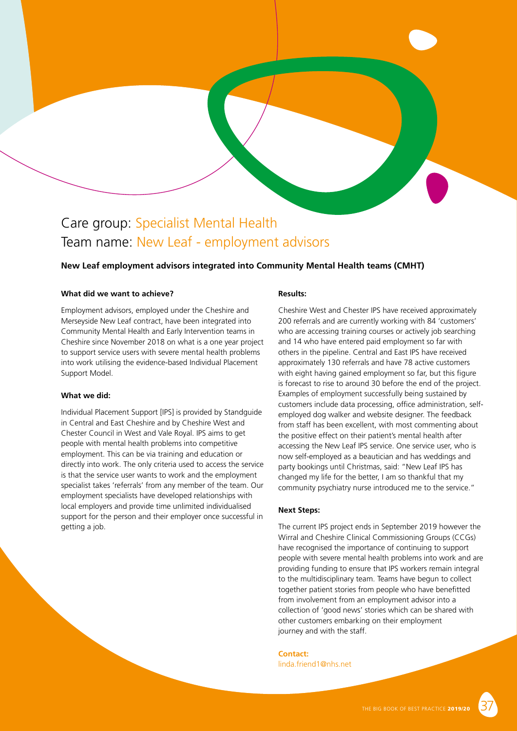# Care group: Specialist Mental Health
# Team name: New Leaf - employment advisors

**New Leaf employment advisors integrated into Community Mental Health teams (CMHT)**

### What did we want to achieve?

Employment advisors, employed under the Cheshire and Merseyside New Leaf contract, have been integrated into Community Mental Health and Early Intervention teams in Cheshire since November 2018 on what is a one year project to support service users with severe mental health problems into work utilising the evidence-based Individual Placement Support Model.

### What we did:

Individual Placement Support [IPS] is provided by Standguide in Central and East Cheshire and by Cheshire West and Chester Council in West and Vale Royal. IPS aims to get people with mental health problems into competitive employment. This can be via training and education or directly into work. The only criteria used to access the service is that the service user wants to work and the employment specialist takes 'referrals' from any member of the team. Our employment specialists have developed relationships with local employers and provide time unlimited individualised support for the person and their employer once successful in getting a job.

### Results:

Cheshire West and Chester IPS have received approximately 200 referrals and are currently working with 84 'customers' who are accessing training courses or actively job searching and 14 who have entered paid employment so far with others in the pipeline. Central and East IPS have received approximately 130 referrals and have 78 active customers with eight having gained employment so far, but this figure is forecast to rise to around 30 before the end of the project. Examples of employment successfully being sustained by customers include data processing, office administration, self-employed dog walker and website designer. The feedback from staff has been excellent, with most commenting about the positive effect on their patient's mental health after accessing the New Leaf IPS service. One service user, who is now self-employed as a beautician and has weddings and party bookings until Christmas, said: "New Leaf IPS has changed my life for the better, I am so thankful that my community psychiatry nurse introduced me to the service."

### Next Steps:

The current IPS project ends in September 2019 however the Wirral and Cheshire Clinical Commissioning Groups (CCGs) have recognised the importance of continuing to support people with severe mental health problems into work and are providing funding to ensure that IPS workers remain integral to the multidisciplinary team. Teams have begun to collect together patient stories from people who have benefitted from involvement from an employment advisor into a collection of 'good news' stories which can be shared with other customers embarking on their employment journey and with the staff.

**Contact:**
linda.friend1@nhs.net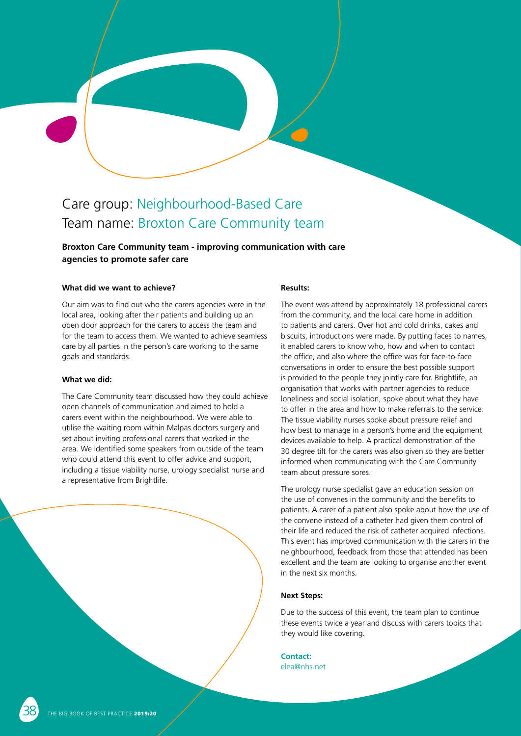## Care group: Neighbourhood-Based Care
## Team name: Broxton Care Community team

**Broxton Care Community team - improving communication with care agencies to promote safer care**

#### What did we want to achieve?

Our aim was to find out who the carers agencies were in the local area, looking after their patients and building up an open door approach for the carers to access the team and for the team to access them. We wanted to achieve seamless care by all parties in the person's care working to the same goals and standards.

#### What we did:

The Care Community team discussed how they could achieve open channels of communication and aimed to hold a carers event within the neighbourhood. We were able to utilise the waiting room within Malpas doctors surgery and set about inviting professional carers that worked in the area. We identified some speakers from outside of the team who could attend this event to offer advice and support, including a tissue viability nurse, urology specialist nurse and a representative from Brightlife.

#### Results:

The event was attend by approximately 18 professional carers from the community, and the local care home in addition to patients and carers. Over hot and cold drinks, cakes and biscuits, introductions were made. By putting faces to names, it enabled carers to know who, how and when to contact the office, and also where the office was for face-to-face conversations in order to ensure the best possible support is provided to the people they jointly care for. Brightlife, an organisation that works with partner agencies to reduce loneliness and social isolation, spoke about what they have to offer in the area and how to make referrals to the service. The tissue viability nurses spoke about pressure relief and how best to manage in a person's home and the equipment devices available to help. A practical demonstration of the 30 degree tilt for the carers was also given so they are better informed when communicating with the Care Community team about pressure sores.

The urology nurse specialist gave an education session on the use of convenes in the community and the benefits to patients. A carer of a patient also spoke about how the use of the convene instead of a catheter had given them control of their life and reduced the risk of catheter acquired infections. This event has improved communication with the carers in the neighbourhood, feedback from those that attended has been excellent and the team are looking to organise another event in the next six months.

#### Next Steps:

Due to the success of this event, the team plan to continue these events twice a year and discuss with carers topics that they would like covering.

**Contact:**
elea@nhs.net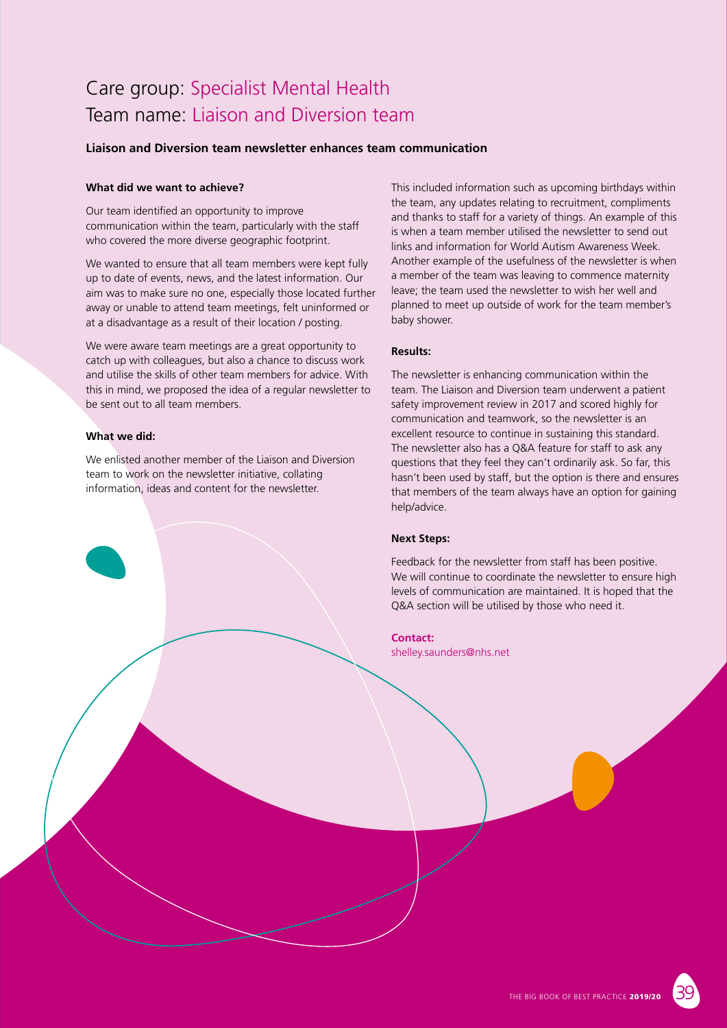# Care group: Specialist Mental Health
# Team name: Liaison and Diversion team

**Liaison and Diversion team newsletter enhances team communication**

### What did we want to achieve?

Our team identified an opportunity to improve communication within the team, particularly with the staff who covered the more diverse geographic footprint.

We wanted to ensure that all team members were kept fully up to date of events, news, and the latest information. Our aim was to make sure no one, especially those located further away or unable to attend team meetings, felt uninformed or at a disadvantage as a result of their location / posting.

We were aware team meetings are a great opportunity to catch up with colleagues, but also a chance to discuss work and utilise the skills of other team members for advice. With this in mind, we proposed the idea of a regular newsletter to be sent out to all team members.

### What we did:

We enlisted another member of the Liaison and Diversion team to work on the newsletter initiative, collating information, ideas and content for the newsletter.

This included information such as upcoming birthdays within the team, any updates relating to recruitment, compliments and thanks to staff for a variety of things. An example of this is when a team member utilised the newsletter to send out links and information for World Autism Awareness Week. Another example of the usefulness of the newsletter is when a member of the team was leaving to commence maternity leave; the team used the newsletter to wish her well and planned to meet up outside of work for the team member's baby shower.

### Results:

The newsletter is enhancing communication within the team. The Liaison and Diversion team underwent a patient safety improvement review in 2017 and scored highly for communication and teamwork, so the newsletter is an excellent resource to continue in sustaining this standard. The newsletter also has a Q&A feature for staff to ask any questions that they feel they can't ordinarily ask. So far, this hasn't been used by staff, but the option is there and ensures that members of the team always have an option for gaining help/advice.

### Next Steps:

Feedback for the newsletter from staff has been positive. We will continue to coordinate the newsletter to ensure high levels of communication are maintained. It is hoped that the Q&A section will be utilised by those who need it.

**Contact:**
shelley.saunders@nhs.net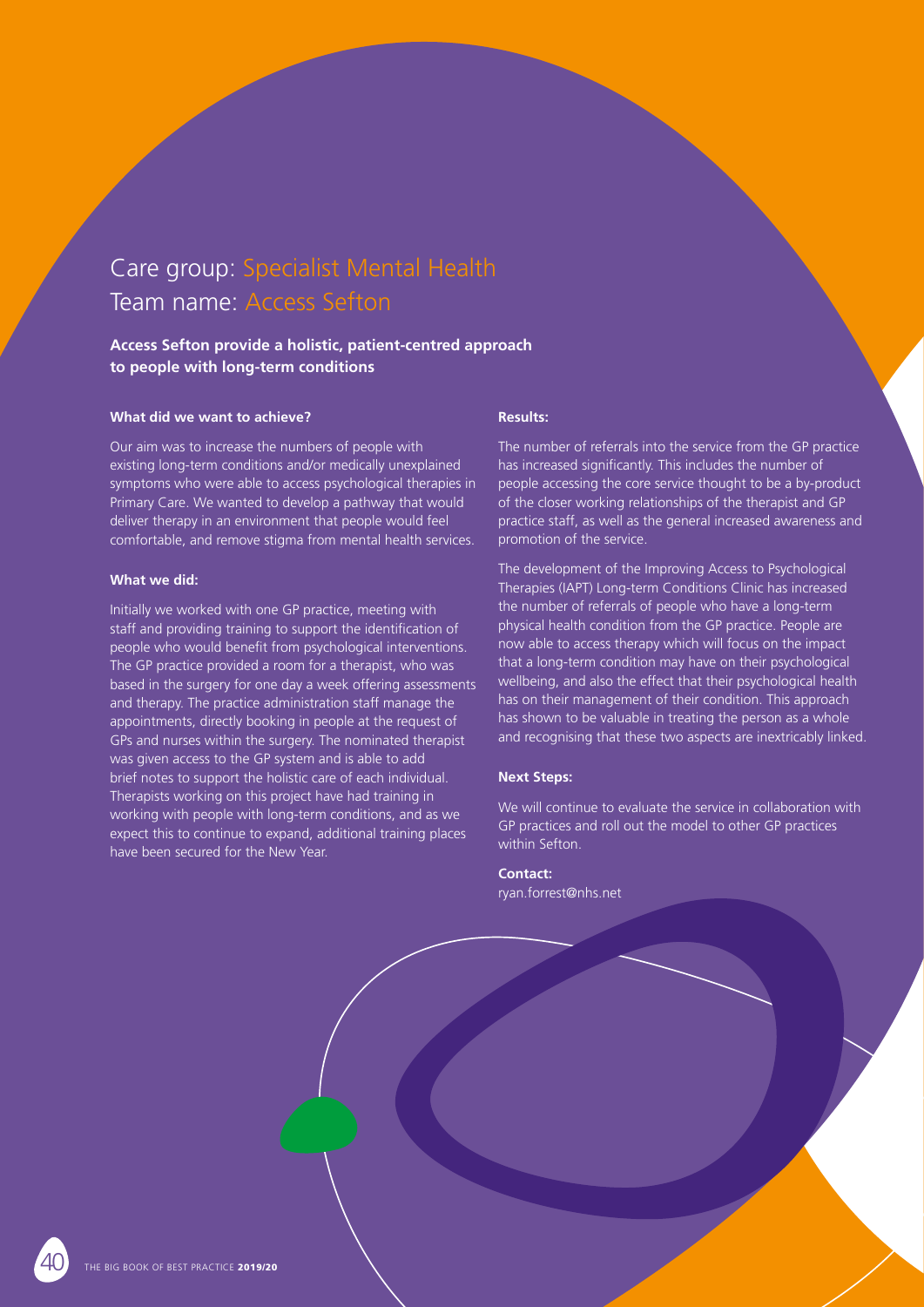# Care group: Specialist Mental Health
# Team name: Access Sefton

**Access Sefton provide a holistic, patient-centred approach to people with long-term conditions**

### What did we want to achieve?

Our aim was to increase the numbers of people with existing long-term conditions and/or medically unexplained symptoms who were able to access psychological therapies in Primary Care. We wanted to develop a pathway that would deliver therapy in an environment that people would feel comfortable, and remove stigma from mental health services.

### What we did:

Initially we worked with one GP practice, meeting with staff and providing training to support the identification of people who would benefit from psychological interventions. The GP practice provided a room for a therapist, who was based in the surgery for one day a week offering assessments and therapy. The practice administration staff manage the appointments, directly booking in people at the request of GPs and nurses within the surgery. The nominated therapist was given access to the GP system and is able to add brief notes to support the holistic care of each individual. Therapists working on this project have had training in working with people with long-term conditions, and as we expect this to continue to expand, additional training places have been secured for the New Year.

### Results:

The number of referrals into the service from the GP practice has increased significantly. This includes the number of people accessing the core service thought to be a by-product of the closer working relationships of the therapist and GP practice staff, as well as the general increased awareness and promotion of the service.

The development of the Improving Access to Psychological Therapies (IAPT) Long-term Conditions Clinic has increased the number of referrals of people who have a long-term physical health condition from the GP practice. People are now able to access therapy which will focus on the impact that a long-term condition may have on their psychological wellbeing, and also the effect that their psychological health has on their management of their condition. This approach has shown to be valuable in treating the person as a whole and recognising that these two aspects are inextricably linked.

### Next Steps:

We will continue to evaluate the service in collaboration with GP practices and roll out the model to other GP practices within Sefton.

**Contact:**
ryan.forrest@nhs.net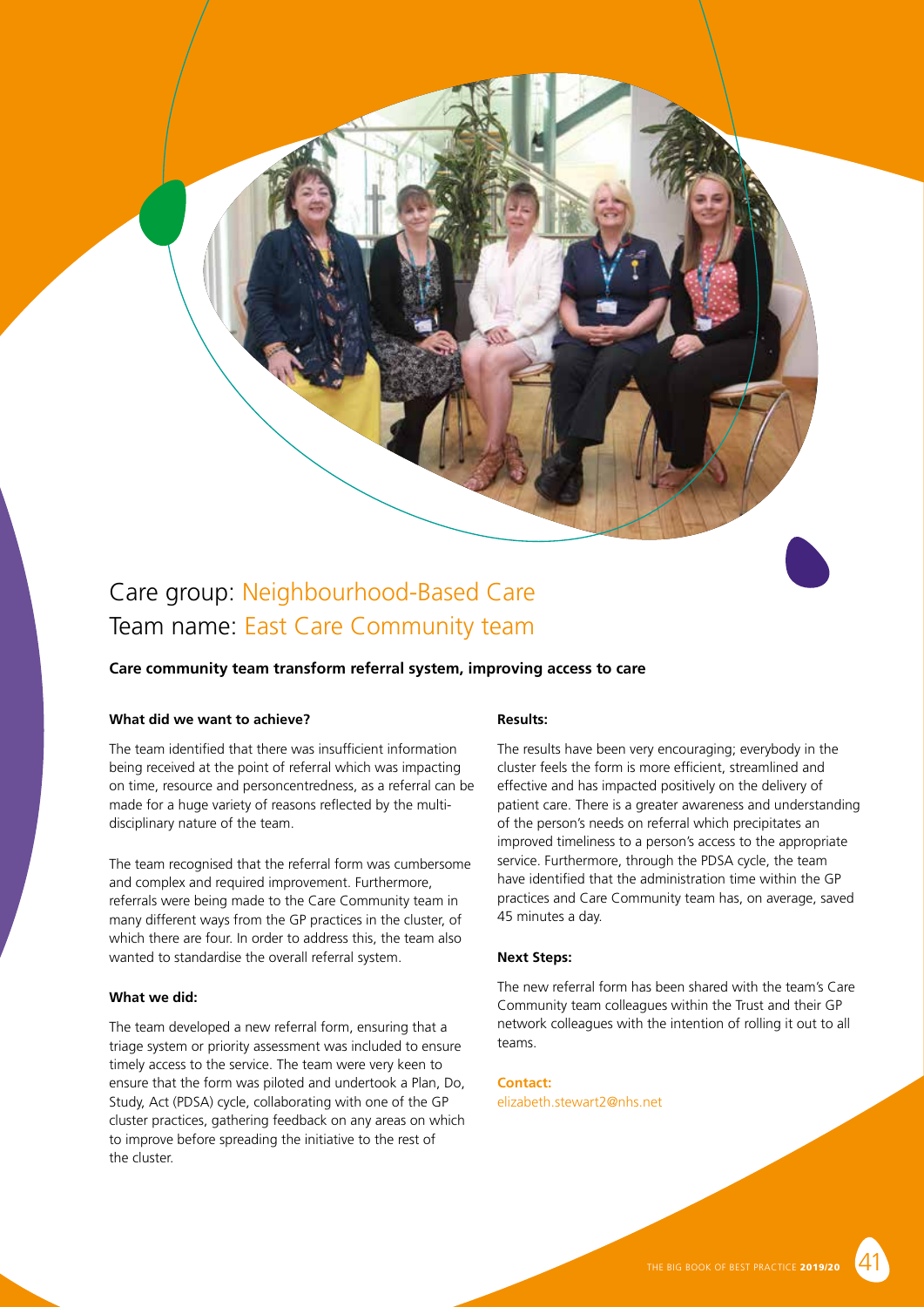## Care group: Neighbourhood-Based Care
## Team name: East Care Community team

**Care community team transform referral system, improving access to care**

#### What did we want to achieve?

The team identified that there was insufficient information being received at the point of referral which was impacting on time, resource and personcentredness, as a referral can be made for a huge variety of reasons reflected by the multi-disciplinary nature of the team.

The team recognised that the referral form was cumbersome and complex and required improvement. Furthermore, referrals were being made to the Care Community team in many different ways from the GP practices in the cluster, of which there are four. In order to address this, the team also wanted to standardise the overall referral system.

#### What we did:

The team developed a new referral form, ensuring that a triage system or priority assessment was included to ensure timely access to the service. The team were very keen to ensure that the form was piloted and undertook a Plan, Do, Study, Act (PDSA) cycle, collaborating with one of the GP cluster practices, gathering feedback on any areas on which to improve before spreading the initiative to the rest of the cluster.

#### Results:

The results have been very encouraging; everybody in the cluster feels the form is more efficient, streamlined and effective and has impacted positively on the delivery of patient care. There is a greater awareness and understanding of the person's needs on referral which precipitates an improved timeliness to a person's access to the appropriate service. Furthermore, through the PDSA cycle, the team have identified that the administration time within the GP practices and Care Community team has, on average, saved 45 minutes a day.

#### Next Steps:

The new referral form has been shared with the team's Care Community team colleagues within the Trust and their GP network colleagues with the intention of rolling it out to all teams.

**Contact:**
elizabeth.stewart2@nhs.net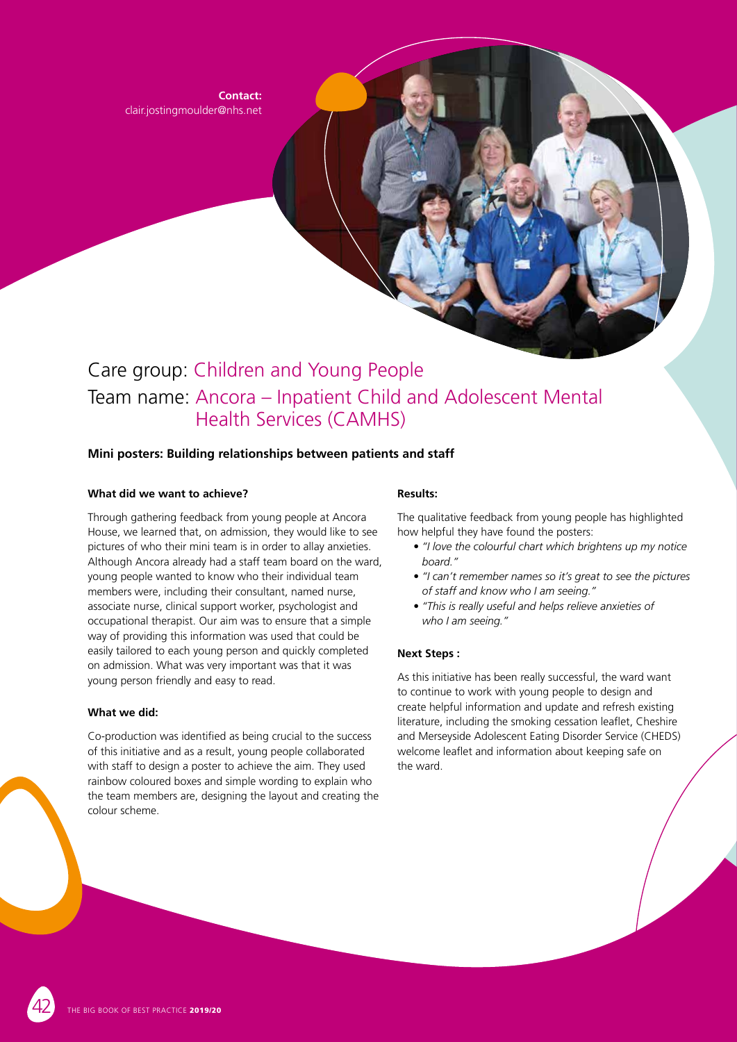**Contact:**
clair.jostingmoulder@nhs.net

# Care group: Children and Young People
# Team name: Ancora – Inpatient Child and Adolescent Mental Health Services (CAMHS)

## Mini posters: Building relationships between patients and staff

### What did we want to achieve?

Through gathering feedback from young people at Ancora House, we learned that, on admission, they would like to see pictures of who their mini team is in order to allay anxieties. Although Ancora already had a staff team board on the ward, young people wanted to know who their individual team members were, including their consultant, named nurse, associate nurse, clinical support worker, psychologist and occupational therapist. Our aim was to ensure that a simple way of providing this information was used that could be easily tailored to each young person and quickly completed on admission. What was very important was that it was young person friendly and easy to read.

### What we did:

Co-production was identified as being crucial to the success of this initiative and as a result, young people collaborated with staff to design a poster to achieve the aim. They used rainbow coloured boxes and simple wording to explain who the team members are, designing the layout and creating the colour scheme.

### Results:

The qualitative feedback from young people has highlighted how helpful they have found the posters:

- *"I love the colourful chart which brightens up my notice board."*
- *"I can't remember names so it's great to see the pictures of staff and know who I am seeing."*
- *"This is really useful and helps relieve anxieties of who I am seeing."*

### Next Steps :

As this initiative has been really successful, the ward want to continue to work with young people to design and create helpful information and update and refresh existing literature, including the smoking cessation leaflet, Cheshire and Merseyside Adolescent Eating Disorder Service (CHEDS) welcome leaflet and information about keeping safe on the ward.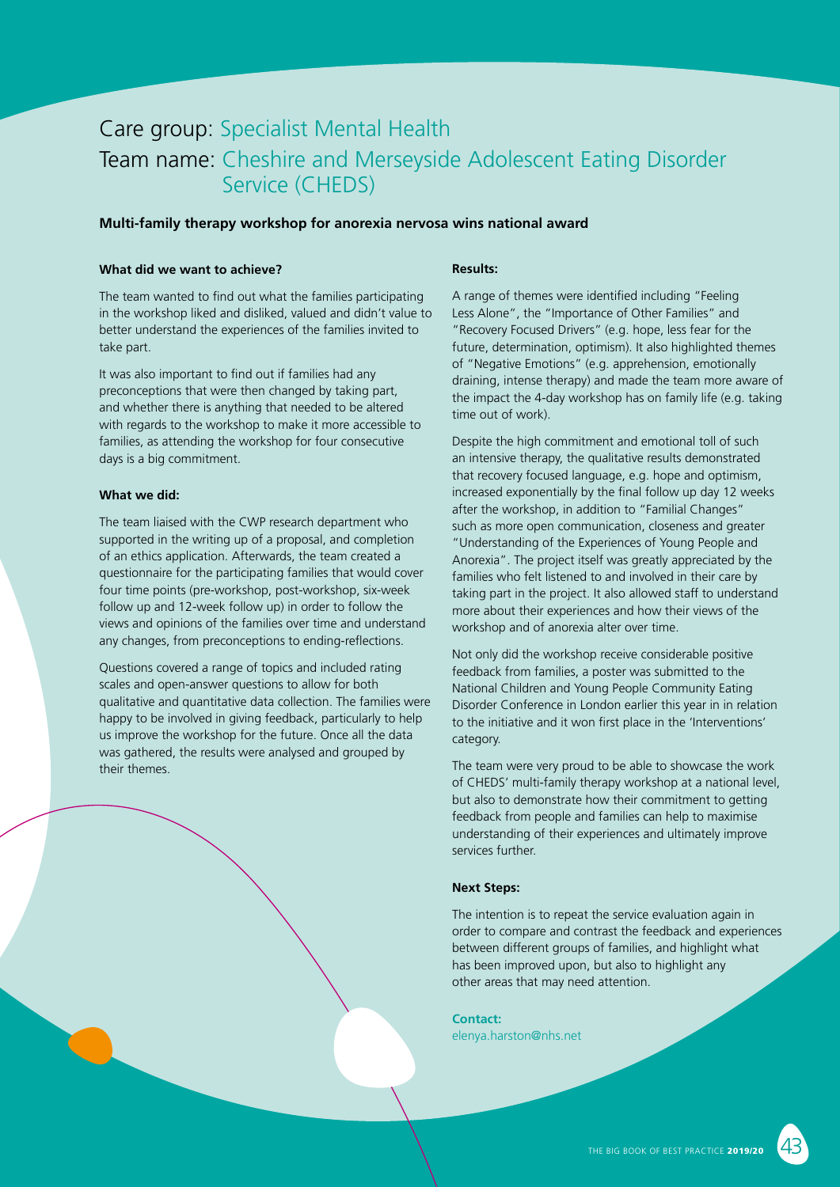# Care group: Specialist Mental Health

# Team name: Cheshire and Merseyside Adolescent Eating Disorder Service (CHEDS)

**Multi-family therapy workshop for anorexia nervosa wins national award**

**What did we want to achieve?**

The team wanted to find out what the families participating in the workshop liked and disliked, valued and didn't value to better understand the experiences of the families invited to take part.

It was also important to find out if families had any preconceptions that were then changed by taking part, and whether there is anything that needed to be altered with regards to the workshop to make it more accessible to families, as attending the workshop for four consecutive days is a big commitment.

**What we did:**

The team liaised with the CWP research department who supported in the writing up of a proposal, and completion of an ethics application. Afterwards, the team created a questionnaire for the participating families that would cover four time points (pre-workshop, post-workshop, six-week follow up and 12-week follow up) in order to follow the views and opinions of the families over time and understand any changes, from preconceptions to ending-reflections.

Questions covered a range of topics and included rating scales and open-answer questions to allow for both qualitative and quantitative data collection. The families were happy to be involved in giving feedback, particularly to help us improve the workshop for the future. Once all the data was gathered, the results were analysed and grouped by their themes.

**Results:**

A range of themes were identified including "Feeling Less Alone", the "Importance of Other Families" and "Recovery Focused Drivers" (e.g. hope, less fear for the future, determination, optimism). It also highlighted themes of "Negative Emotions" (e.g. apprehension, emotionally draining, intense therapy) and made the team more aware of the impact the 4-day workshop has on family life (e.g. taking time out of work).

Despite the high commitment and emotional toll of such an intensive therapy, the qualitative results demonstrated that recovery focused language, e.g. hope and optimism, increased exponentially by the final follow up day 12 weeks after the workshop, in addition to "Familial Changes" such as more open communication, closeness and greater "Understanding of the Experiences of Young People and Anorexia". The project itself was greatly appreciated by the families who felt listened to and involved in their care by taking part in the project. It also allowed staff to understand more about their experiences and how their views of the workshop and of anorexia alter over time.

Not only did the workshop receive considerable positive feedback from families, a poster was submitted to the National Children and Young People Community Eating Disorder Conference in London earlier this year in in relation to the initiative and it won first place in the 'Interventions' category.

The team were very proud to be able to showcase the work of CHEDS' multi-family therapy workshop at a national level, but also to demonstrate how their commitment to getting feedback from people and families can help to maximise understanding of their experiences and ultimately improve services further.

**Next Steps:**

The intention is to repeat the service evaluation again in order to compare and contrast the feedback and experiences between different groups of families, and highlight what has been improved upon, but also to highlight any other areas that may need attention.

**Contact:**
elenya.harston@nhs.net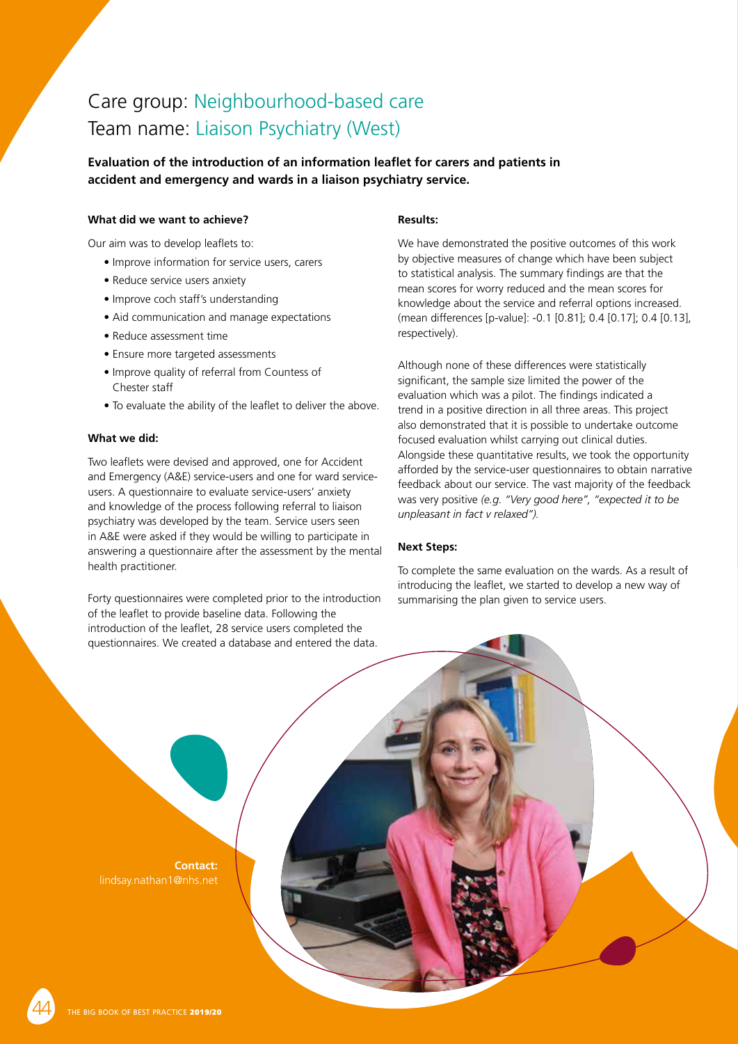# Care group: Neighbourhood-based care
# Team name: Liaison Psychiatry (West)

**Evaluation of the introduction of an information leaflet for carers and patients in accident and emergency and wards in a liaison psychiatry service.**

### What did we want to achieve?

Our aim was to develop leaflets to:

- Improve information for service users, carers
- Reduce service users anxiety
- Improve coch staff's understanding
- Aid communication and manage expectations
- Reduce assessment time
- Ensure more targeted assessments
- Improve quality of referral from Countess of Chester staff
- To evaluate the ability of the leaflet to deliver the above.

### What we did:

Two leaflets were devised and approved, one for Accident and Emergency (A&E) service-users and one for ward service-users. A questionnaire to evaluate service-users' anxiety and knowledge of the process following referral to liaison psychiatry was developed by the team. Service users seen in A&E were asked if they would be willing to participate in answering a questionnaire after the assessment by the mental health practitioner.

Forty questionnaires were completed prior to the introduction of the leaflet to provide baseline data. Following the introduction of the leaflet, 28 service users completed the questionnaires. We created a database and entered the data.

### Results:

We have demonstrated the positive outcomes of this work by objective measures of change which have been subject to statistical analysis. The summary findings are that the mean scores for worry reduced and the mean scores for knowledge about the service and referral options increased. (mean differences [p-value]: -0.1 [0.81]; 0.4 [0.17]; 0.4 [0.13], respectively).

Although none of these differences were statistically significant, the sample size limited the power of the evaluation which was a pilot. The findings indicated a trend in a positive direction in all three areas. This project also demonstrated that it is possible to undertake outcome focused evaluation whilst carrying out clinical duties. Alongside these quantitative results, we took the opportunity afforded by the service-user questionnaires to obtain narrative feedback about our service. The vast majority of the feedback was very positive *(e.g. "Very good here", "expected it to be unpleasant in fact v relaxed").*

### Next Steps:

To complete the same evaluation on the wards. As a result of introducing the leaflet, we started to develop a new way of summarising the plan given to service users.

**Contact:**
lindsay.nathan1@nhs.net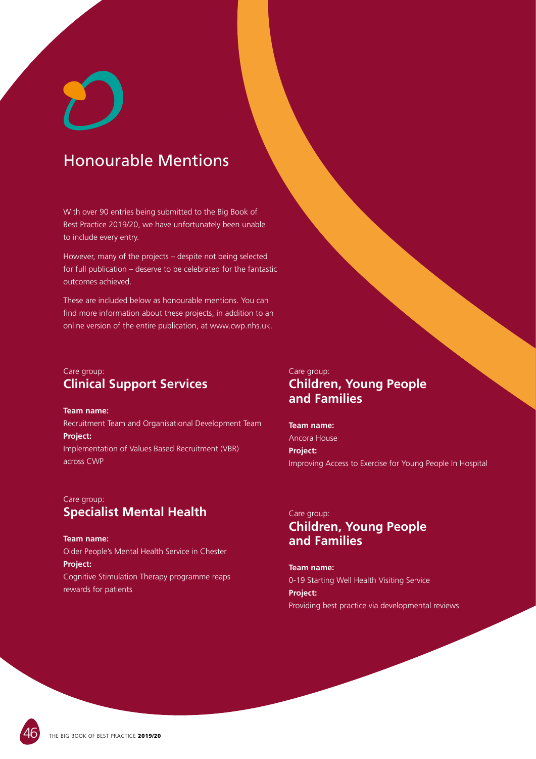# Honourable Mentions

With over 90 entries being submitted to the Big Book of Best Practice 2019/20, we have unfortunately been unable to include every entry.

However, many of the projects – despite not being selected for full publication – deserve to be celebrated for the fantastic outcomes achieved.

These are included below as honourable mentions. You can find more information about these projects, in addition to an online version of the entire publication, at www.cwp.nhs.uk.

Care group:
## Clinical Support Services

**Team name:**
Recruitment Team and Organisational Development Team
**Project:**
Implementation of Values Based Recruitment (VBR) across CWP

Care group:
## Specialist Mental Health

**Team name:**
Older People's Mental Health Service in Chester
**Project:**
Cognitive Stimulation Therapy programme reaps rewards for patients

Care group:
## Children, Young People and Families

**Team name:**
Ancora House
**Project:**
Improving Access to Exercise for Young People In Hospital

Care group:
## Children, Young People and Families

**Team name:**
0-19 Starting Well Health Visiting Service
**Project:**
Providing best practice via developmental reviews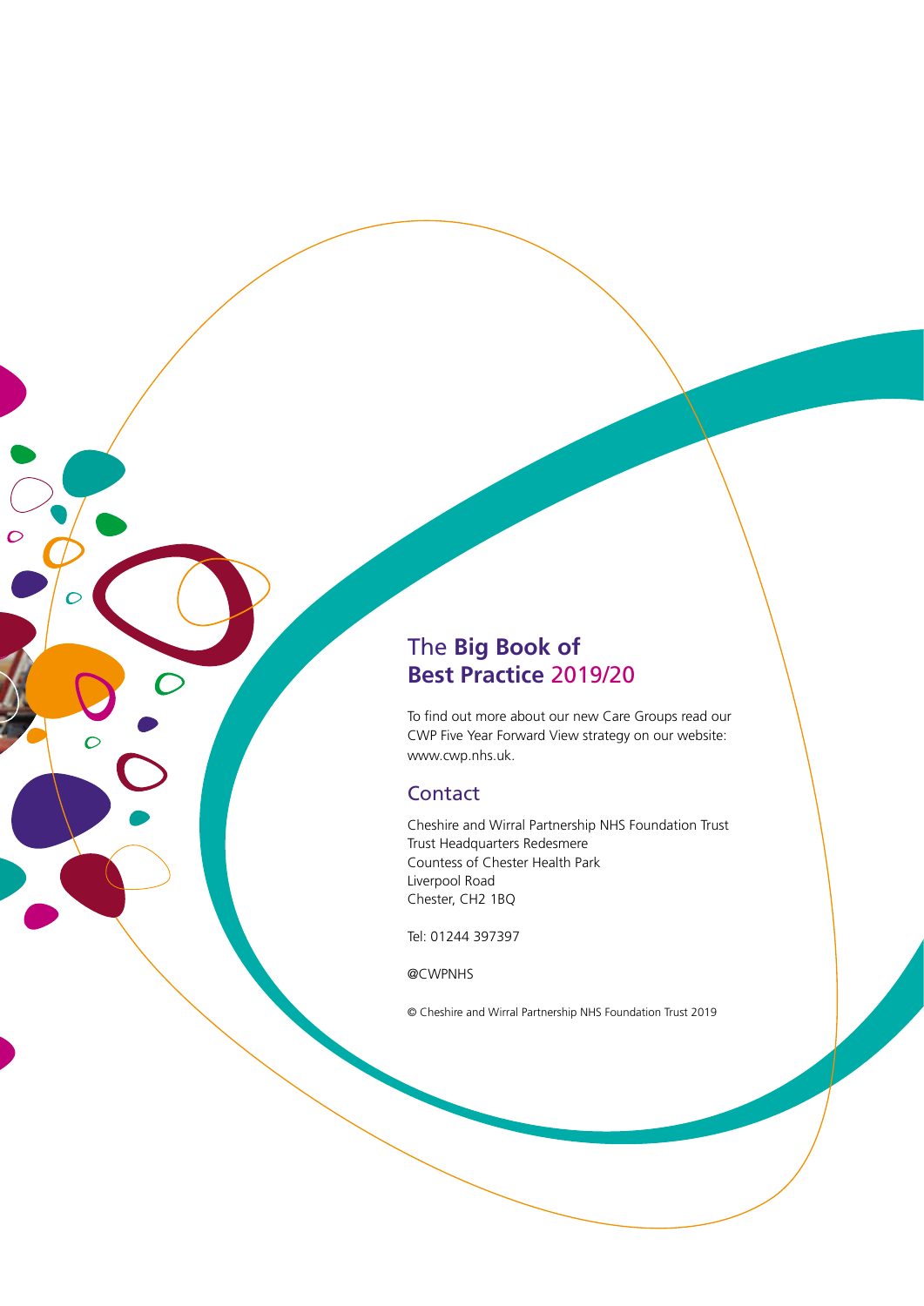# The **Big Book of Best Practice** 2019/20

To find out more about our new Care Groups read our CWP Five Year Forward View strategy on our website: www.cwp.nhs.uk.

## Contact

Cheshire and Wirral Partnership NHS Foundation Trust
Trust Headquarters Redesmere
Countess of Chester Health Park
Liverpool Road
Chester, CH2 1BQ

Tel: 01244 397397

@CWPNHS

© Cheshire and Wirral Partnership NHS Foundation Trust 2019